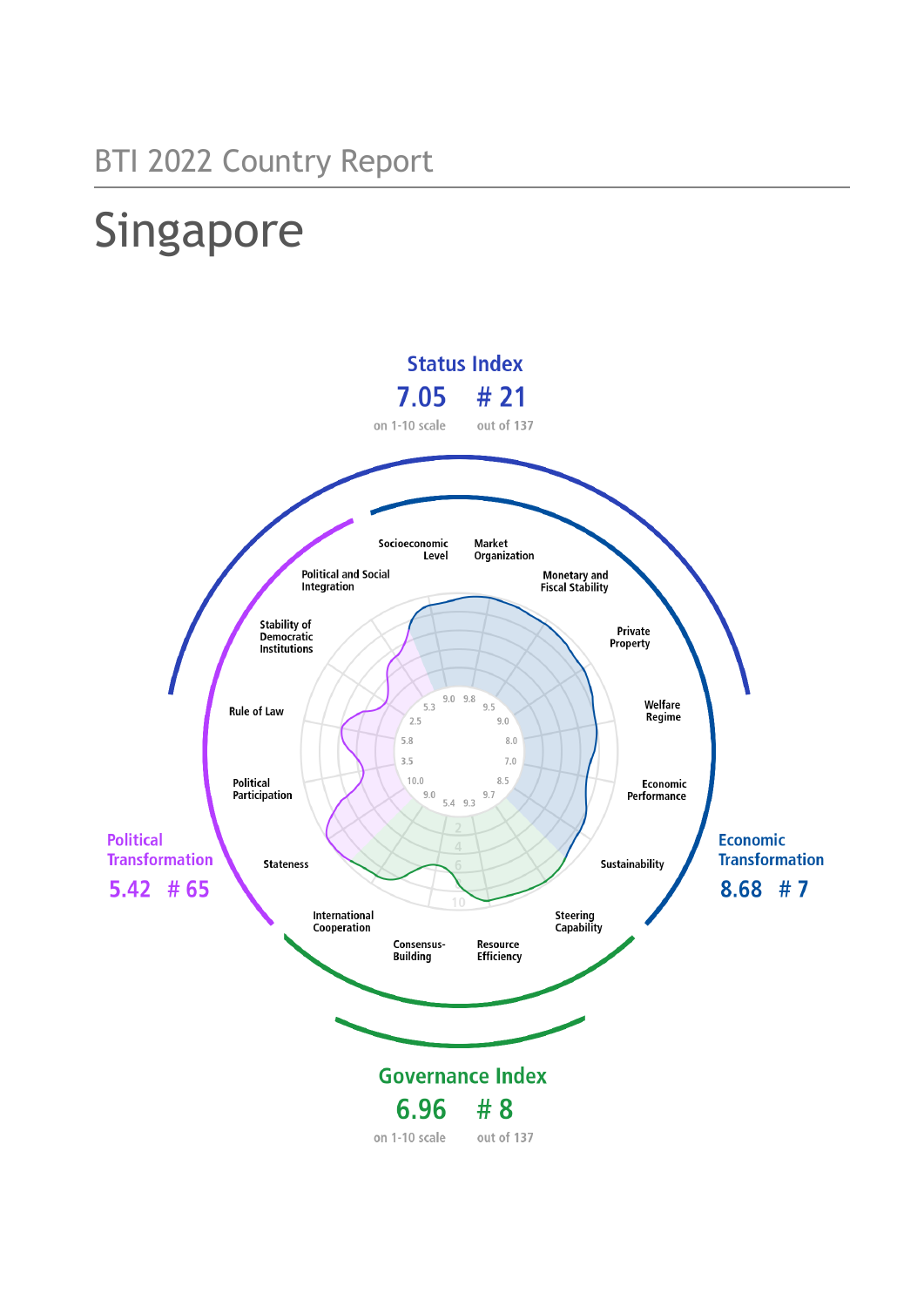BTI 2022 Country Report

# Singapore

**Status Index**

**7.05** on 1-10 scale

**# 21** out of 137

**Political Transformation**

**5.42 # 65**

**Economic Transformation**

**8.68 # 7**

**Governance Index**

**6.96** on 1-10 scale

**# 8** out of 137

| Criterion | Score |
|---|---|
| Socioeconomic Level | 9.0 |
| Market Organization | 9.8 |
| Monetary and Fiscal Stability | 9.5 |
| Private Property | 9.0 |
| Welfare Regime | 8.0 |
| Economic Performance | 7.0 |
| Sustainability | 8.5 |
| Steering Capability | 9.7 |
| Resource Efficiency | 9.3 |
| Consensus-Building | 5.4 |
| International Cooperation | 9.0 |
| Stateness | 10.0 |
| Political Participation | 3.5 |
| Rule of Law | 5.8 |
| Stability of Democratic Institutions | 2.5 |
| Political and Social Integration | 5.3 |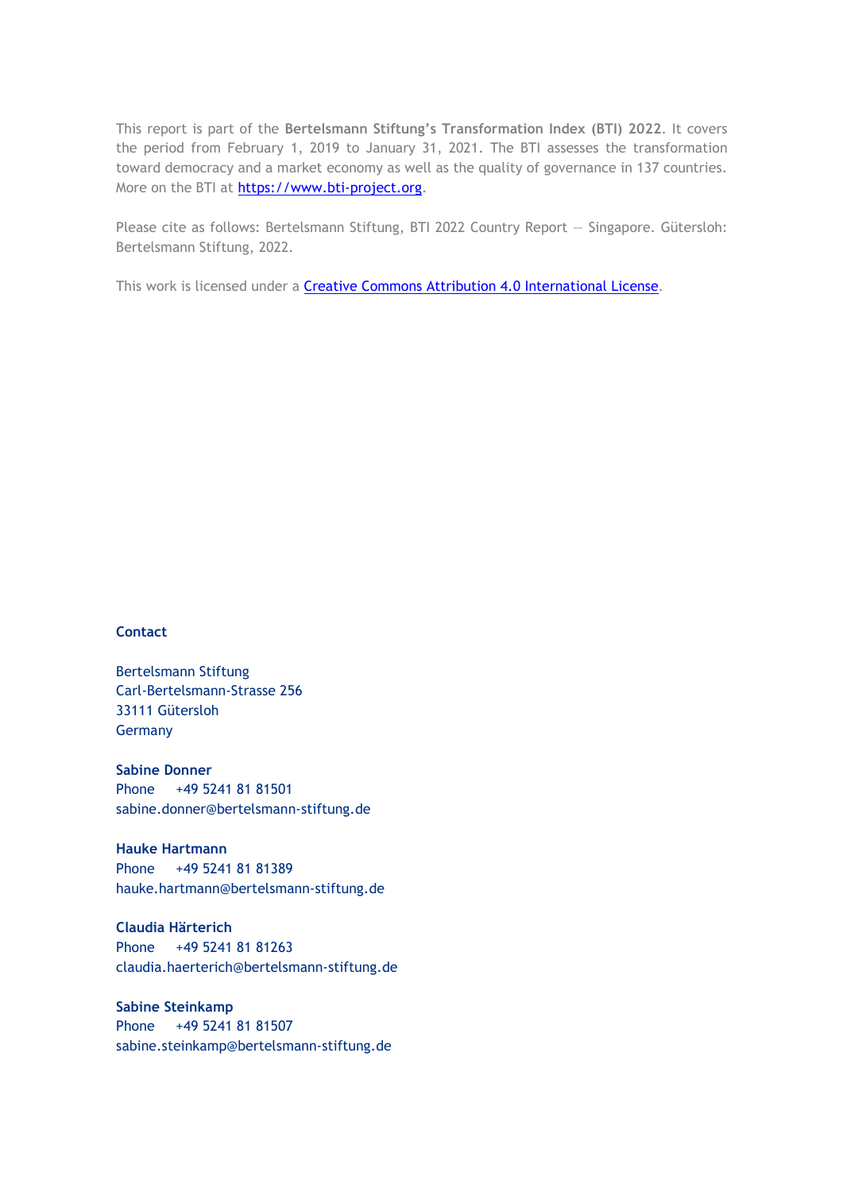This report is part of the **Bertelsmann Stiftung's Transformation Index (BTI) 2022**. It covers the period from February 1, 2019 to January 31, 2021. The BTI assesses the transformation toward democracy and a market economy as well as the quality of governance in 137 countries. More on the BTI at https://www.bti-project.org.

Please cite as follows: Bertelsmann Stiftung, BTI 2022 Country Report — Singapore. Gütersloh: Bertelsmann Stiftung, 2022.

This work is licensed under a Creative Commons Attribution 4.0 International License.

**Contact**

Bertelsmann Stiftung
Carl-Bertelsmann-Strasse 256
33111 Gütersloh
Germany

**Sabine Donner**
Phone +49 5241 81 81501
sabine.donner@bertelsmann-stiftung.de

**Hauke Hartmann**
Phone +49 5241 81 81389
hauke.hartmann@bertelsmann-stiftung.de

**Claudia Härterich**
Phone +49 5241 81 81263
claudia.haerterich@bertelsmann-stiftung.de

**Sabine Steinkamp**
Phone +49 5241 81 81507
sabine.steinkamp@bertelsmann-stiftung.de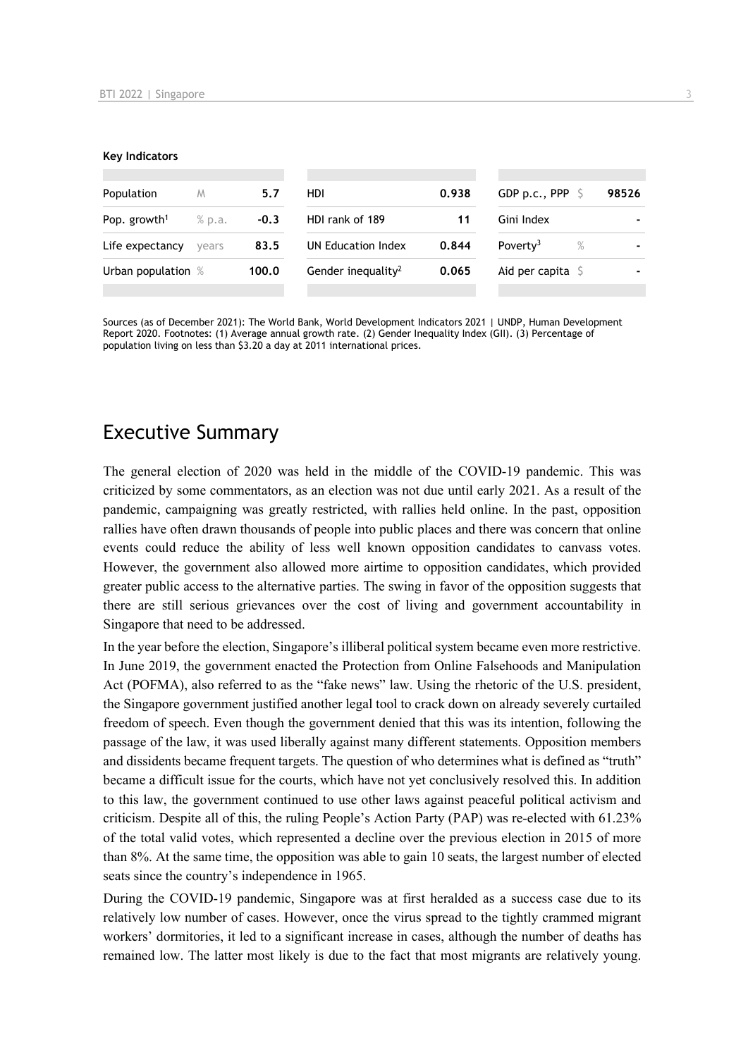**Key Indicators**

| Population | M | 5.7 | HDI | 0.938 | GDP p.c., PPP | $ | 98526 |
|---|---|---|---|---|---|---|---|
| Pop. growth[1] | % p.a. | -0.3 | HDI rank of 189 | 11 | Gini Index | | - |
| Life expectancy | years | 83.5 | UN Education Index | 0.844 | Poverty[3] | % | - |
| Urban population | % | 100.0 | Gender inequality[2] | 0.065 | Aid per capita | $ | - |

Sources (as of December 2021): The World Bank, World Development Indicators 2021 | UNDP, Human Development Report 2020. Footnotes: (1) Average annual growth rate. (2) Gender Inequality Index (GII). (3) Percentage of population living on less than $3.20 a day at 2011 international prices.

# Executive Summary

The general election of 2020 was held in the middle of the COVID-19 pandemic. This was criticized by some commentators, as an election was not due until early 2021. As a result of the pandemic, campaigning was greatly restricted, with rallies held online. In the past, opposition rallies have often drawn thousands of people into public places and there was concern that online events could reduce the ability of less well known opposition candidates to canvass votes. However, the government also allowed more airtime to opposition candidates, which provided greater public access to the alternative parties. The swing in favor of the opposition suggests that there are still serious grievances over the cost of living and government accountability in Singapore that need to be addressed.

In the year before the election, Singapore's illiberal political system became even more restrictive. In June 2019, the government enacted the Protection from Online Falsehoods and Manipulation Act (POFMA), also referred to as the "fake news" law. Using the rhetoric of the U.S. president, the Singapore government justified another legal tool to crack down on already severely curtailed freedom of speech. Even though the government denied that this was its intention, following the passage of the law, it was used liberally against many different statements. Opposition members and dissidents became frequent targets. The question of who determines what is defined as "truth" became a difficult issue for the courts, which have not yet conclusively resolved this. In addition to this law, the government continued to use other laws against peaceful political activism and criticism. Despite all of this, the ruling People's Action Party (PAP) was re-elected with 61.23% of the total valid votes, which represented a decline over the previous election in 2015 of more than 8%. At the same time, the opposition was able to gain 10 seats, the largest number of elected seats since the country's independence in 1965.

During the COVID-19 pandemic, Singapore was at first heralded as a success case due to its relatively low number of cases. However, once the virus spread to the tightly crammed migrant workers' dormitories, it led to a significant increase in cases, although the number of deaths has remained low. The latter most likely is due to the fact that most migrants are relatively young.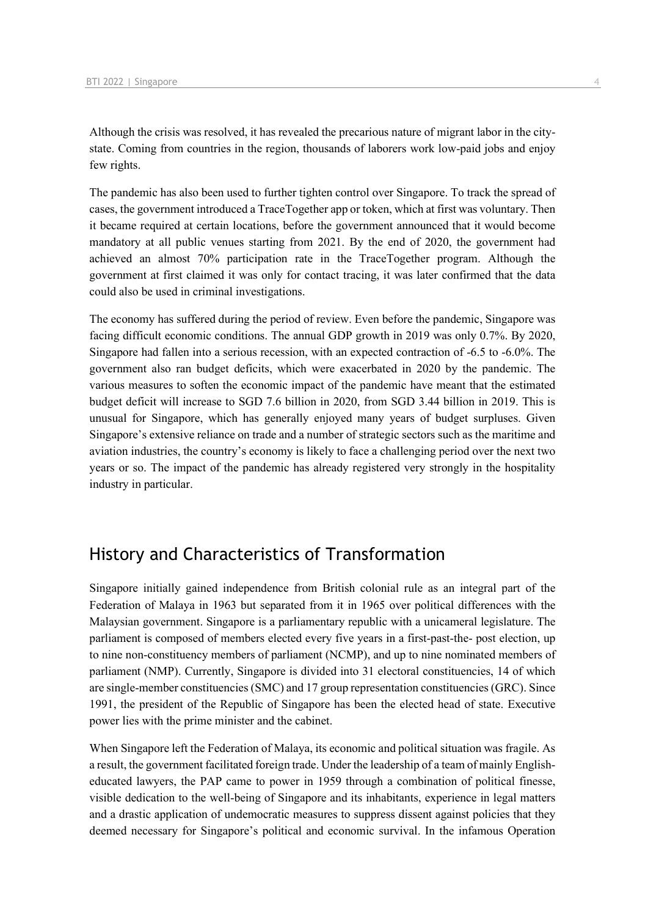Although the crisis was resolved, it has revealed the precarious nature of migrant labor in the city-state. Coming from countries in the region, thousands of laborers work low-paid jobs and enjoy few rights.

The pandemic has also been used to further tighten control over Singapore. To track the spread of cases, the government introduced a TraceTogether app or token, which at first was voluntary. Then it became required at certain locations, before the government announced that it would become mandatory at all public venues starting from 2021. By the end of 2020, the government had achieved an almost 70% participation rate in the TraceTogether program. Although the government at first claimed it was only for contact tracing, it was later confirmed that the data could also be used in criminal investigations.

The economy has suffered during the period of review. Even before the pandemic, Singapore was facing difficult economic conditions. The annual GDP growth in 2019 was only 0.7%. By 2020, Singapore had fallen into a serious recession, with an expected contraction of -6.5 to -6.0%. The government also ran budget deficits, which were exacerbated in 2020 by the pandemic. The various measures to soften the economic impact of the pandemic have meant that the estimated budget deficit will increase to SGD 7.6 billion in 2020, from SGD 3.44 billion in 2019. This is unusual for Singapore, which has generally enjoyed many years of budget surpluses. Given Singapore's extensive reliance on trade and a number of strategic sectors such as the maritime and aviation industries, the country's economy is likely to face a challenging period over the next two years or so. The impact of the pandemic has already registered very strongly in the hospitality industry in particular.

## History and Characteristics of Transformation

Singapore initially gained independence from British colonial rule as an integral part of the Federation of Malaya in 1963 but separated from it in 1965 over political differences with the Malaysian government. Singapore is a parliamentary republic with a unicameral legislature. The parliament is composed of members elected every five years in a first-past-the- post election, up to nine non-constituency members of parliament (NCMP), and up to nine nominated members of parliament (NMP). Currently, Singapore is divided into 31 electoral constituencies, 14 of which are single-member constituencies (SMC) and 17 group representation constituencies (GRC). Since 1991, the president of the Republic of Singapore has been the elected head of state. Executive power lies with the prime minister and the cabinet.

When Singapore left the Federation of Malaya, its economic and political situation was fragile. As a result, the government facilitated foreign trade. Under the leadership of a team of mainly English-educated lawyers, the PAP came to power in 1959 through a combination of political finesse, visible dedication to the well-being of Singapore and its inhabitants, experience in legal matters and a drastic application of undemocratic measures to suppress dissent against policies that they deemed necessary for Singapore's political and economic survival. In the infamous Operation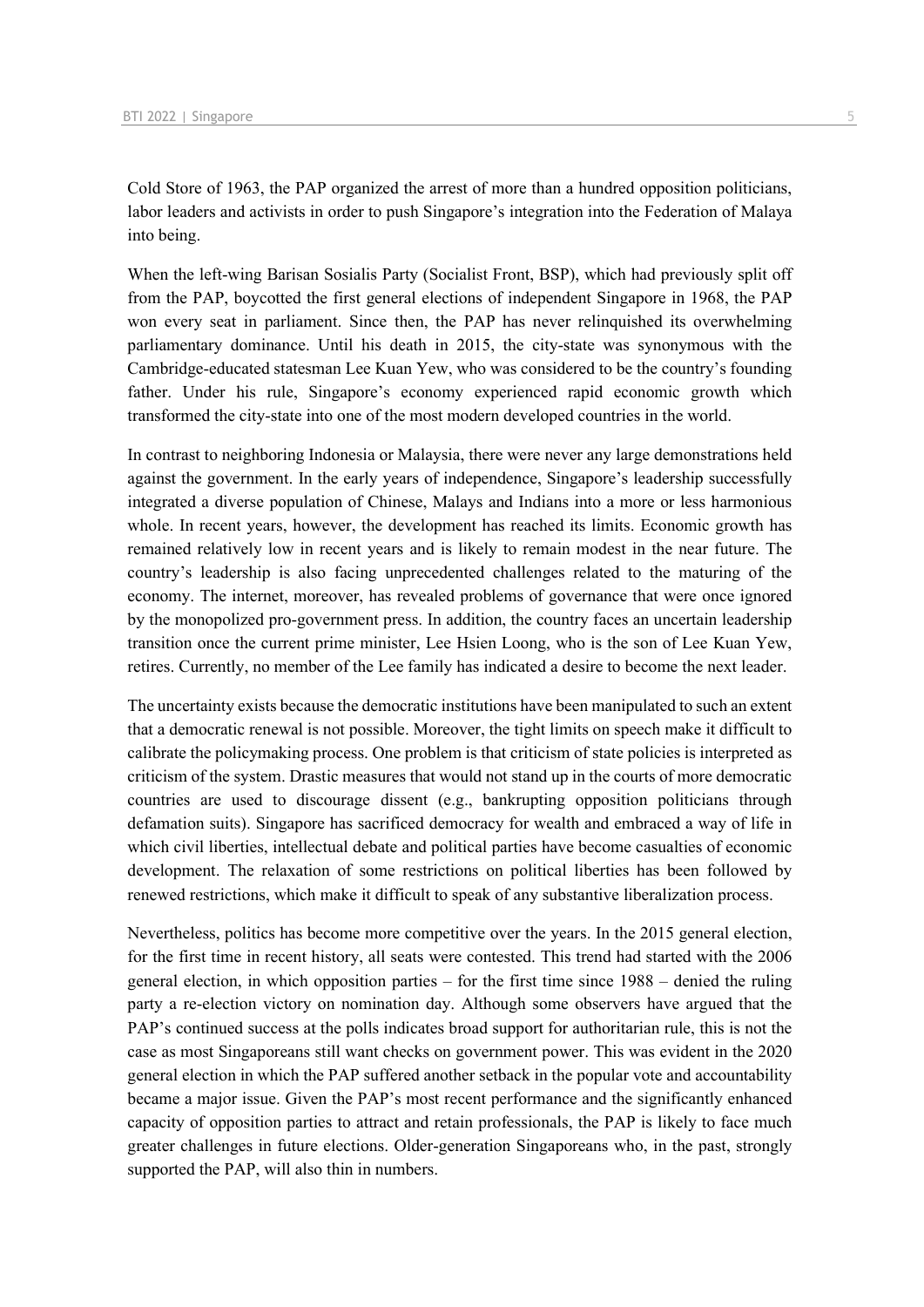Cold Store of 1963, the PAP organized the arrest of more than a hundred opposition politicians, labor leaders and activists in order to push Singapore's integration into the Federation of Malaya into being.

When the left-wing Barisan Sosialis Party (Socialist Front, BSP), which had previously split off from the PAP, boycotted the first general elections of independent Singapore in 1968, the PAP won every seat in parliament. Since then, the PAP has never relinquished its overwhelming parliamentary dominance. Until his death in 2015, the city-state was synonymous with the Cambridge-educated statesman Lee Kuan Yew, who was considered to be the country's founding father. Under his rule, Singapore's economy experienced rapid economic growth which transformed the city-state into one of the most modern developed countries in the world.

In contrast to neighboring Indonesia or Malaysia, there were never any large demonstrations held against the government. In the early years of independence, Singapore's leadership successfully integrated a diverse population of Chinese, Malays and Indians into a more or less harmonious whole. In recent years, however, the development has reached its limits. Economic growth has remained relatively low in recent years and is likely to remain modest in the near future. The country's leadership is also facing unprecedented challenges related to the maturing of the economy. The internet, moreover, has revealed problems of governance that were once ignored by the monopolized pro-government press. In addition, the country faces an uncertain leadership transition once the current prime minister, Lee Hsien Loong, who is the son of Lee Kuan Yew, retires. Currently, no member of the Lee family has indicated a desire to become the next leader.

The uncertainty exists because the democratic institutions have been manipulated to such an extent that a democratic renewal is not possible. Moreover, the tight limits on speech make it difficult to calibrate the policymaking process. One problem is that criticism of state policies is interpreted as criticism of the system. Drastic measures that would not stand up in the courts of more democratic countries are used to discourage dissent (e.g., bankrupting opposition politicians through defamation suits). Singapore has sacrificed democracy for wealth and embraced a way of life in which civil liberties, intellectual debate and political parties have become casualties of economic development. The relaxation of some restrictions on political liberties has been followed by renewed restrictions, which make it difficult to speak of any substantive liberalization process.

Nevertheless, politics has become more competitive over the years. In the 2015 general election, for the first time in recent history, all seats were contested. This trend had started with the 2006 general election, in which opposition parties – for the first time since 1988 – denied the ruling party a re-election victory on nomination day. Although some observers have argued that the PAP's continued success at the polls indicates broad support for authoritarian rule, this is not the case as most Singaporeans still want checks on government power. This was evident in the 2020 general election in which the PAP suffered another setback in the popular vote and accountability became a major issue. Given the PAP's most recent performance and the significantly enhanced capacity of opposition parties to attract and retain professionals, the PAP is likely to face much greater challenges in future elections. Older-generation Singaporeans who, in the past, strongly supported the PAP, will also thin in numbers.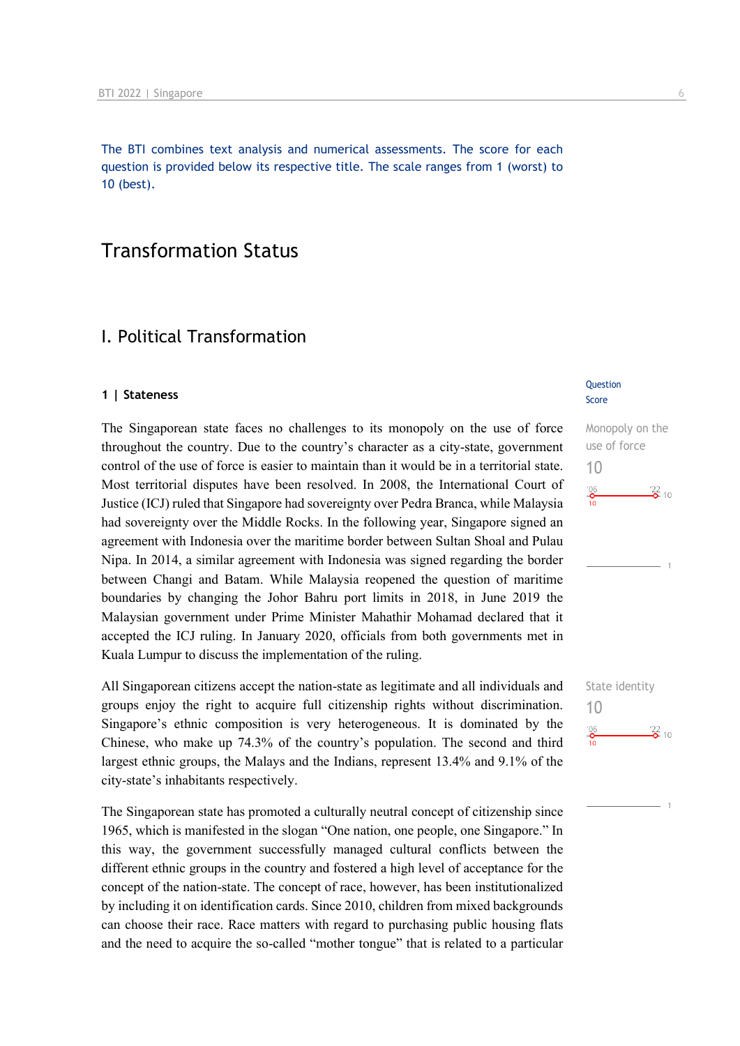The BTI combines text analysis and numerical assessments. The score for each question is provided below its respective title. The scale ranges from 1 (worst) to 10 (best).

# Transformation Status

## I. Political Transformation

### 1 | Stateness

Question Score

**Monopoly on the use of force**
10

'06: 10 — '22: 10

The Singaporean state faces no challenges to its monopoly on the use of force throughout the country. Due to the country's character as a city-state, government control of the use of force is easier to maintain than it would be in a territorial state. Most territorial disputes have been resolved. In 2008, the International Court of Justice (ICJ) ruled that Singapore had sovereignty over Pedra Branca, while Malaysia had sovereignty over the Middle Rocks. In the following year, Singapore signed an agreement with Indonesia over the maritime border between Sultan Shoal and Pulau Nipa. In 2014, a similar agreement with Indonesia was signed regarding the border between Changi and Batam. While Malaysia reopened the question of maritime boundaries by changing the Johor Bahru port limits in 2018, in June 2019 the Malaysian government under Prime Minister Mahathir Mohamad declared that it accepted the ICJ ruling. In January 2020, officials from both governments met in Kuala Lumpur to discuss the implementation of the ruling.

**State identity**
10

'06: 10 — '22: 10

All Singaporean citizens accept the nation-state as legitimate and all individuals and groups enjoy the right to acquire full citizenship rights without discrimination. Singapore's ethnic composition is very heterogeneous. It is dominated by the Chinese, who make up 74.3% of the country's population. The second and third largest ethnic groups, the Malays and the Indians, represent 13.4% and 9.1% of the city-state's inhabitants respectively.

The Singaporean state has promoted a culturally neutral concept of citizenship since 1965, which is manifested in the slogan "One nation, one people, one Singapore." In this way, the government successfully managed cultural conflicts between the different ethnic groups in the country and fostered a high level of acceptance for the concept of the nation-state. The concept of race, however, has been institutionalized by including it on identification cards. Since 2010, children from mixed backgrounds can choose their race. Race matters with regard to purchasing public housing flats and the need to acquire the so-called "mother tongue" that is related to a particular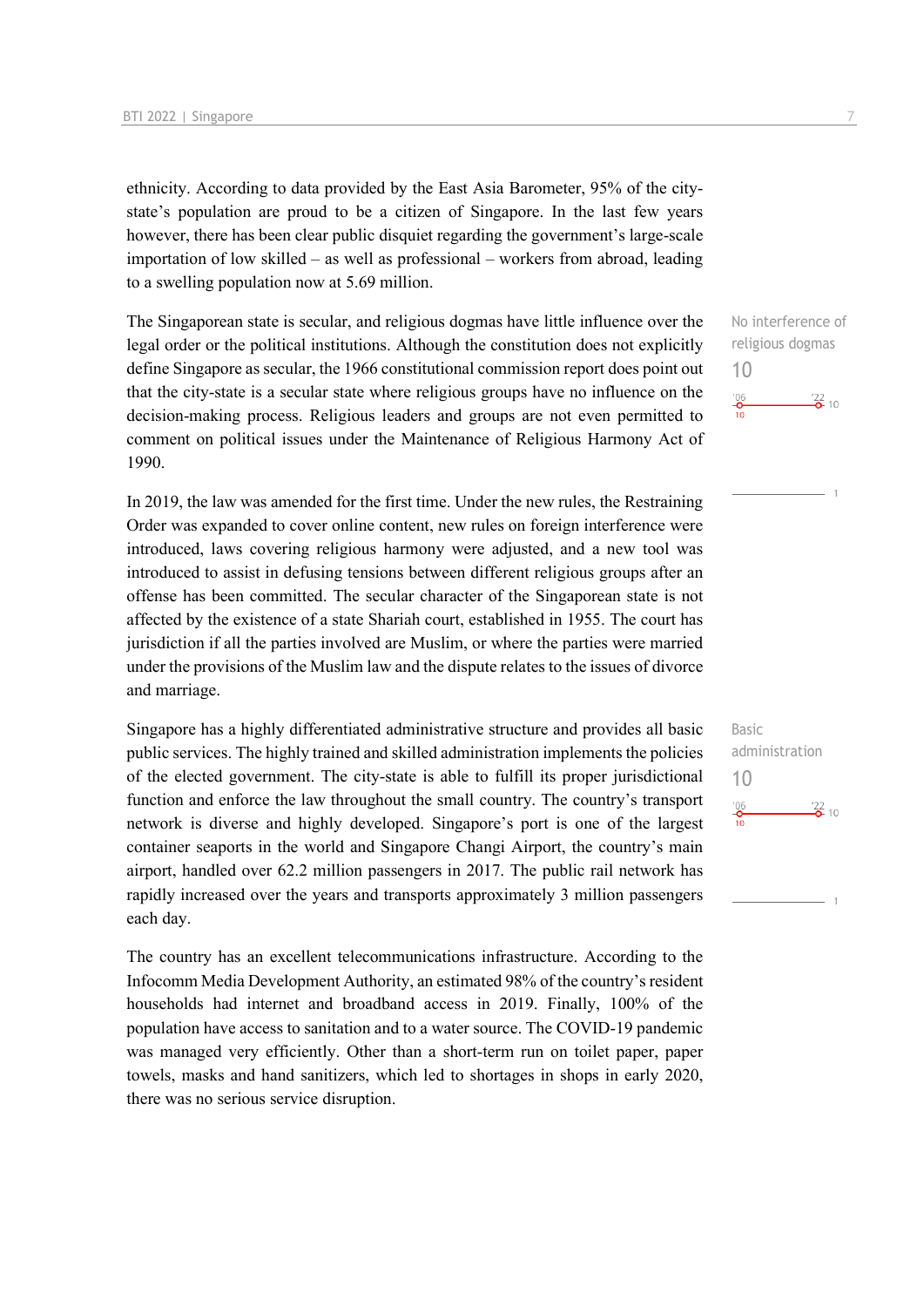ethnicity. According to data provided by the East Asia Barometer, 95% of the city-state's population are proud to be a citizen of Singapore. In the last few years however, there has been clear public disquiet regarding the government's large-scale importation of low skilled – as well as professional – workers from abroad, leading to a swelling population now at 5.69 million.

No interference of religious dogmas
10
'06: 10 — '22: 10

The Singaporean state is secular, and religious dogmas have little influence over the legal order or the political institutions. Although the constitution does not explicitly define Singapore as secular, the 1966 constitutional commission report does point out that the city-state is a secular state where religious groups have no influence on the decision-making process. Religious leaders and groups are not even permitted to comment on political issues under the Maintenance of Religious Harmony Act of 1990.

In 2019, the law was amended for the first time. Under the new rules, the Restraining Order was expanded to cover online content, new rules on foreign interference were introduced, laws covering religious harmony were adjusted, and a new tool was introduced to assist in defusing tensions between different religious groups after an offense has been committed. The secular character of the Singaporean state is not affected by the existence of a state Shariah court, established in 1955. The court has jurisdiction if all the parties involved are Muslim, or where the parties were married under the provisions of the Muslim law and the dispute relates to the issues of divorce and marriage.

Basic administration
10
'06: 10 — '22: 10

Singapore has a highly differentiated administrative structure and provides all basic public services. The highly trained and skilled administration implements the policies of the elected government. The city-state is able to fulfill its proper jurisdictional function and enforce the law throughout the small country. The country's transport network is diverse and highly developed. Singapore's port is one of the largest container seaports in the world and Singapore Changi Airport, the country's main airport, handled over 62.2 million passengers in 2017. The public rail network has rapidly increased over the years and transports approximately 3 million passengers each day.

The country has an excellent telecommunications infrastructure. According to the Infocomm Media Development Authority, an estimated 98% of the country's resident households had internet and broadband access in 2019. Finally, 100% of the population have access to sanitation and to a water source. The COVID-19 pandemic was managed very efficiently. Other than a short-term run on toilet paper, paper towels, masks and hand sanitizers, which led to shortages in shops in early 2020, there was no serious service disruption.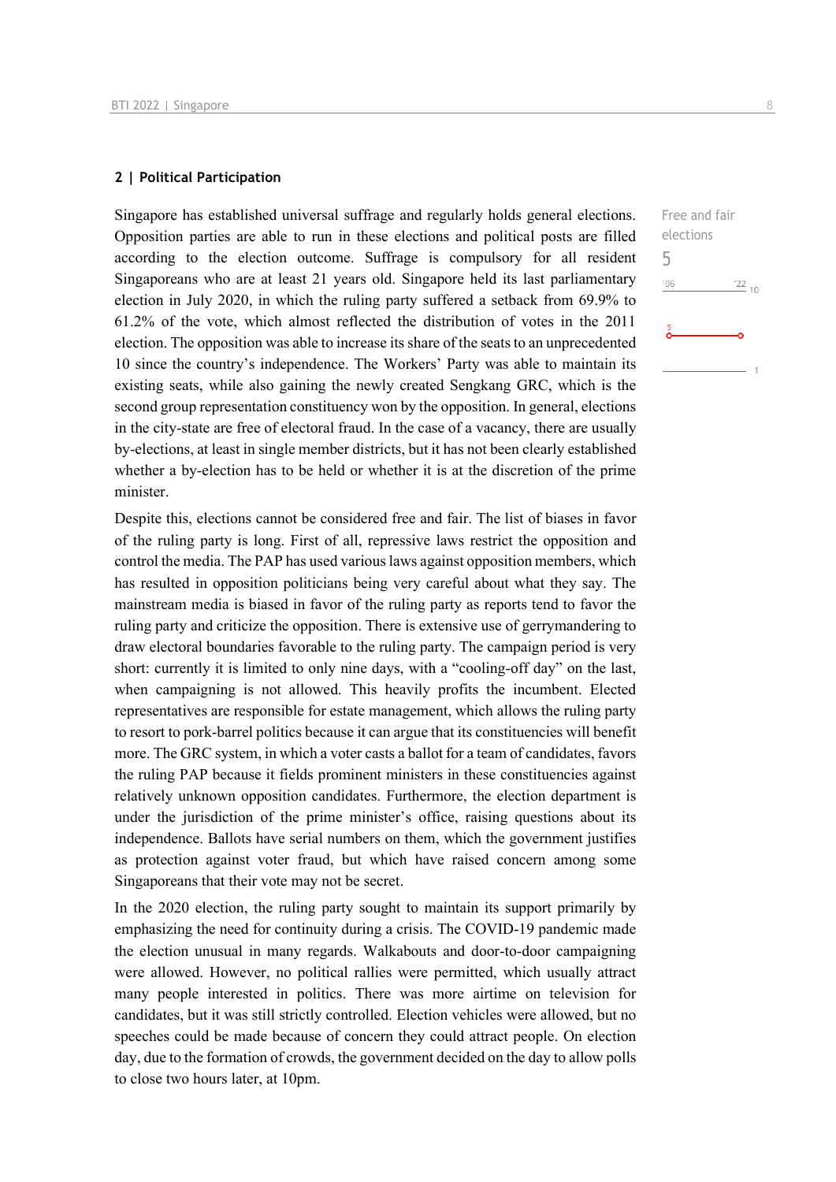## 2 | Political Participation

Free and fair elections

5

Singapore has established universal suffrage and regularly holds general elections. Opposition parties are able to run in these elections and political posts are filled according to the election outcome. Suffrage is compulsory for all resident Singaporeans who are at least 21 years old. Singapore held its last parliamentary election in July 2020, in which the ruling party suffered a setback from 69.9% to 61.2% of the vote, which almost reflected the distribution of votes in the 2011 election. The opposition was able to increase its share of the seats to an unprecedented 10 since the country's independence. The Workers' Party was able to maintain its existing seats, while also gaining the newly created Sengkang GRC, which is the second group representation constituency won by the opposition. In general, elections in the city-state are free of electoral fraud. In the case of a vacancy, there are usually by-elections, at least in single member districts, but it has not been clearly established whether a by-election has to be held or whether it is at the discretion of the prime minister.

Despite this, elections cannot be considered free and fair. The list of biases in favor of the ruling party is long. First of all, repressive laws restrict the opposition and control the media. The PAP has used various laws against opposition members, which has resulted in opposition politicians being very careful about what they say. The mainstream media is biased in favor of the ruling party as reports tend to favor the ruling party and criticize the opposition. There is extensive use of gerrymandering to draw electoral boundaries favorable to the ruling party. The campaign period is very short: currently it is limited to only nine days, with a "cooling-off day" on the last, when campaigning is not allowed. This heavily profits the incumbent. Elected representatives are responsible for estate management, which allows the ruling party to resort to pork-barrel politics because it can argue that its constituencies will benefit more. The GRC system, in which a voter casts a ballot for a team of candidates, favors the ruling PAP because it fields prominent ministers in these constituencies against relatively unknown opposition candidates. Furthermore, the election department is under the jurisdiction of the prime minister's office, raising questions about its independence. Ballots have serial numbers on them, which the government justifies as protection against voter fraud, but which have raised concern among some Singaporeans that their vote may not be secret.

In the 2020 election, the ruling party sought to maintain its support primarily by emphasizing the need for continuity during a crisis. The COVID-19 pandemic made the election unusual in many regards. Walkabouts and door-to-door campaigning were allowed. However, no political rallies were permitted, which usually attract many people interested in politics. There was more airtime on television for candidates, but it was still strictly controlled. Election vehicles were allowed, but no speeches could be made because of concern they could attract people. On election day, due to the formation of crowds, the government decided on the day to allow polls to close two hours later, at 10pm.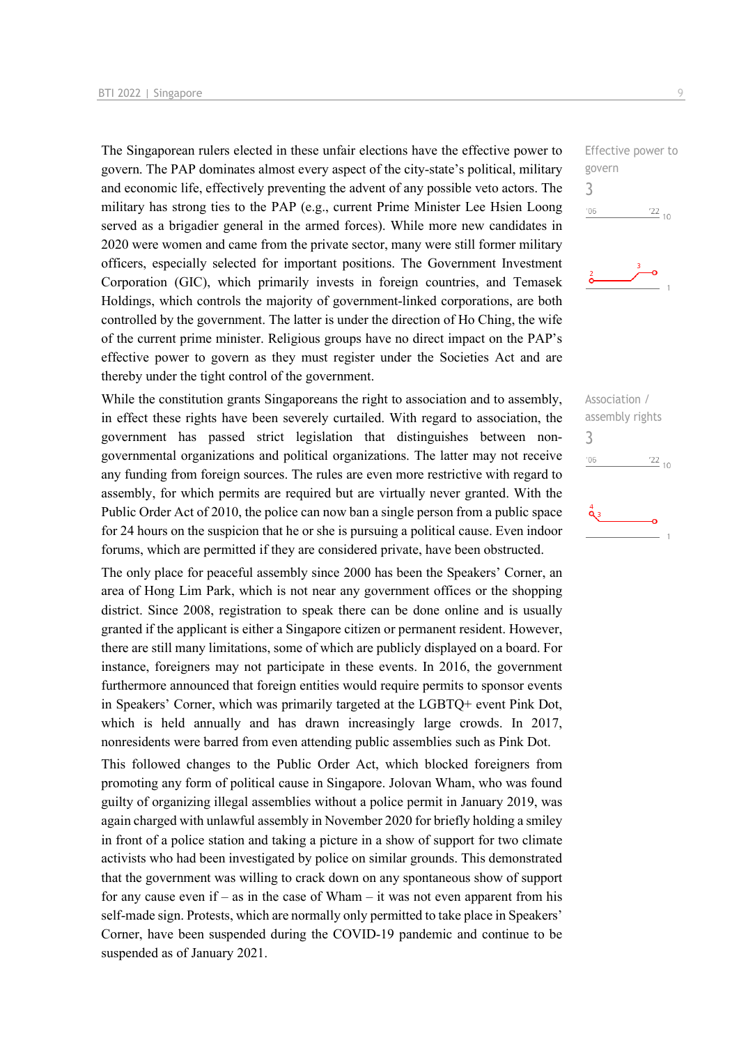The Singaporean rulers elected in these unfair elections have the effective power to govern. The PAP dominates almost every aspect of the city-state's political, military and economic life, effectively preventing the advent of any possible veto actors. The military has strong ties to the PAP (e.g., current Prime Minister Lee Hsien Loong served as a brigadier general in the armed forces). While more new candidates in 2020 were women and came from the private sector, many were still former military officers, especially selected for important positions. The Government Investment Corporation (GIC), which primarily invests in foreign countries, and Temasek Holdings, which controls the majority of government-linked corporations, are both controlled by the government. The latter is under the direction of Ho Ching, the wife of the current prime minister. Religious groups have no direct impact on the PAP's effective power to govern as they must register under the Societies Act and are thereby under the tight control of the government.

Effective power to govern
3

While the constitution grants Singaporeans the right to association and to assembly, in effect these rights have been severely curtailed. With regard to association, the government has passed strict legislation that distinguishes between non-governmental organizations and political organizations. The latter may not receive any funding from foreign sources. The rules are even more restrictive with regard to assembly, for which permits are required but are virtually never granted. With the Public Order Act of 2010, the police can now ban a single person from a public space for 24 hours on the suspicion that he or she is pursuing a political cause. Even indoor forums, which are permitted if they are considered private, have been obstructed.

Association / assembly rights
3

The only place for peaceful assembly since 2000 has been the Speakers' Corner, an area of Hong Lim Park, which is not near any government offices or the shopping district. Since 2008, registration to speak there can be done online and is usually granted if the applicant is either a Singapore citizen or permanent resident. However, there are still many limitations, some of which are publicly displayed on a board. For instance, foreigners may not participate in these events. In 2016, the government furthermore announced that foreign entities would require permits to sponsor events in Speakers' Corner, which was primarily targeted at the LGBTQ+ event Pink Dot, which is held annually and has drawn increasingly large crowds. In 2017, nonresidents were barred from even attending public assemblies such as Pink Dot.

This followed changes to the Public Order Act, which blocked foreigners from promoting any form of political cause in Singapore. Jolovan Wham, who was found guilty of organizing illegal assemblies without a police permit in January 2019, was again charged with unlawful assembly in November 2020 for briefly holding a smiley in front of a police station and taking a picture in a show of support for two climate activists who had been investigated by police on similar grounds. This demonstrated that the government was willing to crack down on any spontaneous show of support for any cause even if – as in the case of Wham – it was not even apparent from his self-made sign. Protests, which are normally only permitted to take place in Speakers' Corner, have been suspended during the COVID-19 pandemic and continue to be suspended as of January 2021.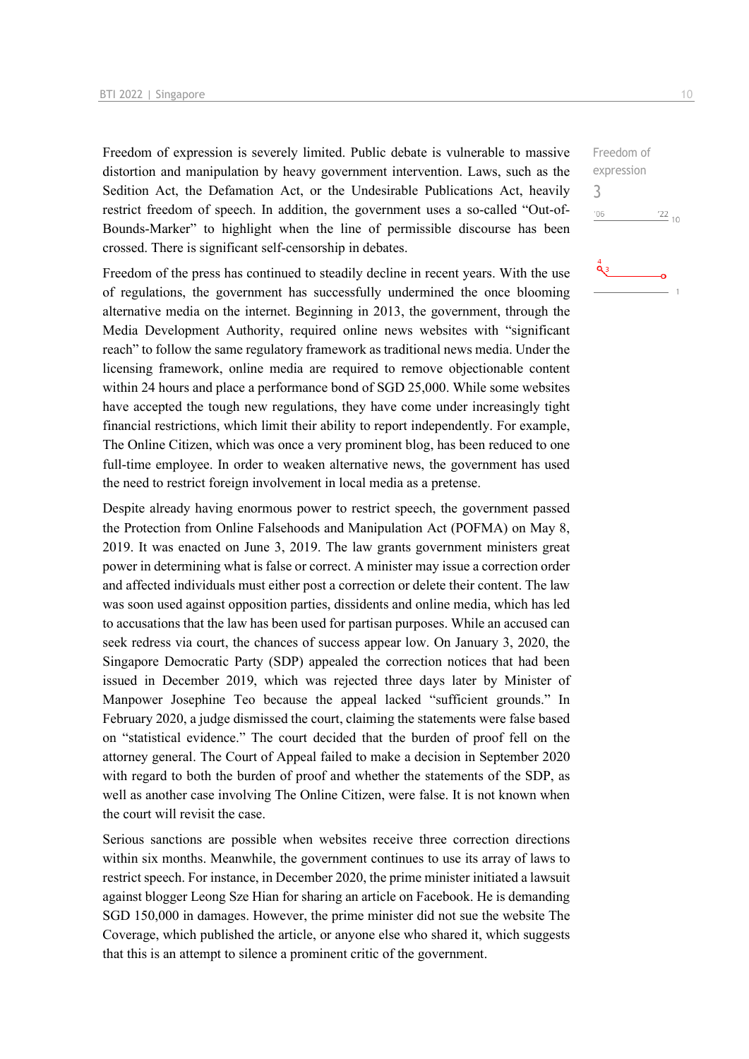Freedom of expression is severely limited. Public debate is vulnerable to massive distortion and manipulation by heavy government intervention. Laws, such as the Sedition Act, the Defamation Act, or the Undesirable Publications Act, heavily restrict freedom of speech. In addition, the government uses a so-called "Out-of-Bounds-Marker" to highlight when the line of permissible discourse has been crossed. There is significant self-censorship in debates.

Freedom of expression
3

Freedom of the press has continued to steadily decline in recent years. With the use of regulations, the government has successfully undermined the once blooming alternative media on the internet. Beginning in 2013, the government, through the Media Development Authority, required online news websites with "significant reach" to follow the same regulatory framework as traditional news media. Under the licensing framework, online media are required to remove objectionable content within 24 hours and place a performance bond of SGD 25,000. While some websites have accepted the tough new regulations, they have come under increasingly tight financial restrictions, which limit their ability to report independently. For example, The Online Citizen, which was once a very prominent blog, has been reduced to one full-time employee. In order to weaken alternative news, the government has used the need to restrict foreign involvement in local media as a pretense.

Despite already having enormous power to restrict speech, the government passed the Protection from Online Falsehoods and Manipulation Act (POFMA) on May 8, 2019. It was enacted on June 3, 2019. The law grants government ministers great power in determining what is false or correct. A minister may issue a correction order and affected individuals must either post a correction or delete their content. The law was soon used against opposition parties, dissidents and online media, which has led to accusations that the law has been used for partisan purposes. While an accused can seek redress via court, the chances of success appear low. On January 3, 2020, the Singapore Democratic Party (SDP) appealed the correction notices that had been issued in December 2019, which was rejected three days later by Minister of Manpower Josephine Teo because the appeal lacked "sufficient grounds." In February 2020, a judge dismissed the court, claiming the statements were false based on "statistical evidence." The court decided that the burden of proof fell on the attorney general. The Court of Appeal failed to make a decision in September 2020 with regard to both the burden of proof and whether the statements of the SDP, as well as another case involving The Online Citizen, were false. It is not known when the court will revisit the case.

Serious sanctions are possible when websites receive three correction directions within six months. Meanwhile, the government continues to use its array of laws to restrict speech. For instance, in December 2020, the prime minister initiated a lawsuit against blogger Leong Sze Hian for sharing an article on Facebook. He is demanding SGD 150,000 in damages. However, the prime minister did not sue the website The Coverage, which published the article, or anyone else who shared it, which suggests that this is an attempt to silence a prominent critic of the government.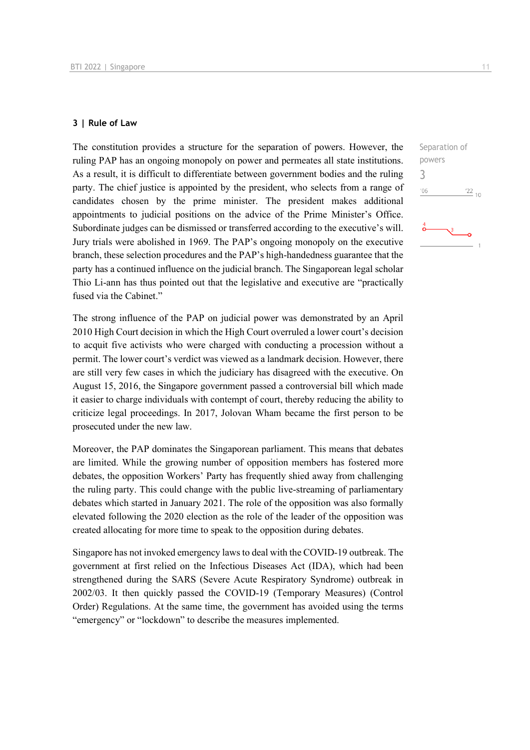### 3 | Rule of Law

Separation of powers

3

The constitution provides a structure for the separation of powers. However, the ruling PAP has an ongoing monopoly on power and permeates all state institutions. As a result, it is difficult to differentiate between government bodies and the ruling party. The chief justice is appointed by the president, who selects from a range of candidates chosen by the prime minister. The president makes additional appointments to judicial positions on the advice of the Prime Minister's Office. Subordinate judges can be dismissed or transferred according to the executive's will. Jury trials were abolished in 1969. The PAP's ongoing monopoly on the executive branch, these selection procedures and the PAP's high-handedness guarantee that the party has a continued influence on the judicial branch. The Singaporean legal scholar Thio Li-ann has thus pointed out that the legislative and executive are "practically fused via the Cabinet."

The strong influence of the PAP on judicial power was demonstrated by an April 2010 High Court decision in which the High Court overruled a lower court's decision to acquit five activists who were charged with conducting a procession without a permit. The lower court's verdict was viewed as a landmark decision. However, there are still very few cases in which the judiciary has disagreed with the executive. On August 15, 2016, the Singapore government passed a controversial bill which made it easier to charge individuals with contempt of court, thereby reducing the ability to criticize legal proceedings. In 2017, Jolovan Wham became the first person to be prosecuted under the new law.

Moreover, the PAP dominates the Singaporean parliament. This means that debates are limited. While the growing number of opposition members has fostered more debates, the opposition Workers' Party has frequently shied away from challenging the ruling party. This could change with the public live-streaming of parliamentary debates which started in January 2021. The role of the opposition was also formally elevated following the 2020 election as the role of the leader of the opposition was created allocating for more time to speak to the opposition during debates.

Singapore has not invoked emergency laws to deal with the COVID-19 outbreak. The government at first relied on the Infectious Diseases Act (IDA), which had been strengthened during the SARS (Severe Acute Respiratory Syndrome) outbreak in 2002/03. It then quickly passed the COVID-19 (Temporary Measures) (Control Order) Regulations. At the same time, the government has avoided using the terms "emergency" or "lockdown" to describe the measures implemented.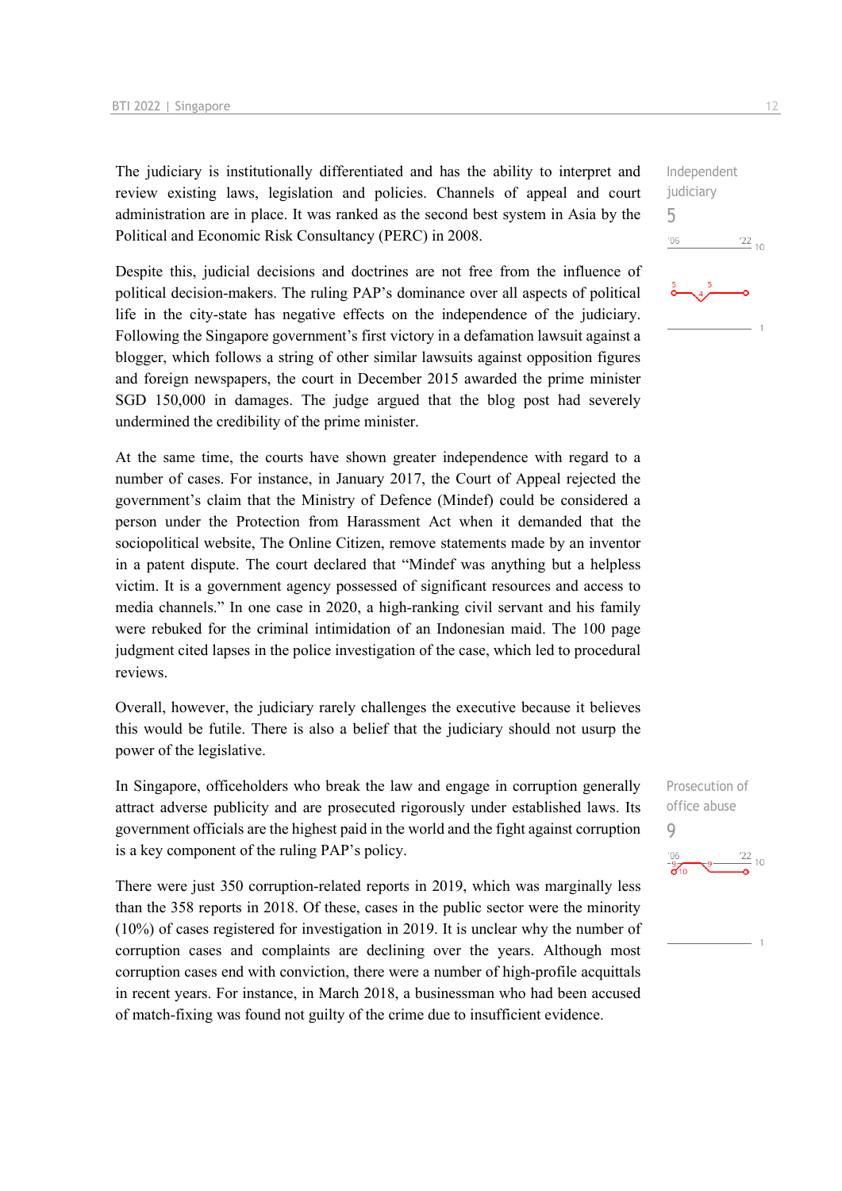The judiciary is institutionally differentiated and has the ability to interpret and review existing laws, legislation and policies. Channels of appeal and court administration are in place. It was ranked as the second best system in Asia by the Political and Economic Risk Consultancy (PERC) in 2008.

Independent judiciary
5

Despite this, judicial decisions and doctrines are not free from the influence of political decision-makers. The ruling PAP's dominance over all aspects of political life in the city-state has negative effects on the independence of the judiciary. Following the Singapore government's first victory in a defamation lawsuit against a blogger, which follows a string of other similar lawsuits against opposition figures and foreign newspapers, the court in December 2015 awarded the prime minister SGD 150,000 in damages. The judge argued that the blog post had severely undermined the credibility of the prime minister.

At the same time, the courts have shown greater independence with regard to a number of cases. For instance, in January 2017, the Court of Appeal rejected the government's claim that the Ministry of Defence (Mindef) could be considered a person under the Protection from Harassment Act when it demanded that the sociopolitical website, The Online Citizen, remove statements made by an inventor in a patent dispute. The court declared that "Mindef was anything but a helpless victim. It is a government agency possessed of significant resources and access to media channels." In one case in 2020, a high-ranking civil servant and his family were rebuked for the criminal intimidation of an Indonesian maid. The 100 page judgment cited lapses in the police investigation of the case, which led to procedural reviews.

Overall, however, the judiciary rarely challenges the executive because it believes this would be futile. There is also a belief that the judiciary should not usurp the power of the legislative.

In Singapore, officeholders who break the law and engage in corruption generally attract adverse publicity and are prosecuted rigorously under established laws. Its government officials are the highest paid in the world and the fight against corruption is a key component of the ruling PAP's policy.

Prosecution of office abuse
9

There were just 350 corruption-related reports in 2019, which was marginally less than the 358 reports in 2018. Of these, cases in the public sector were the minority (10%) of cases registered for investigation in 2019. It is unclear why the number of corruption cases and complaints are declining over the years. Although most corruption cases end with conviction, there were a number of high-profile acquittals in recent years. For instance, in March 2018, a businessman who had been accused of match-fixing was found not guilty of the crime due to insufficient evidence.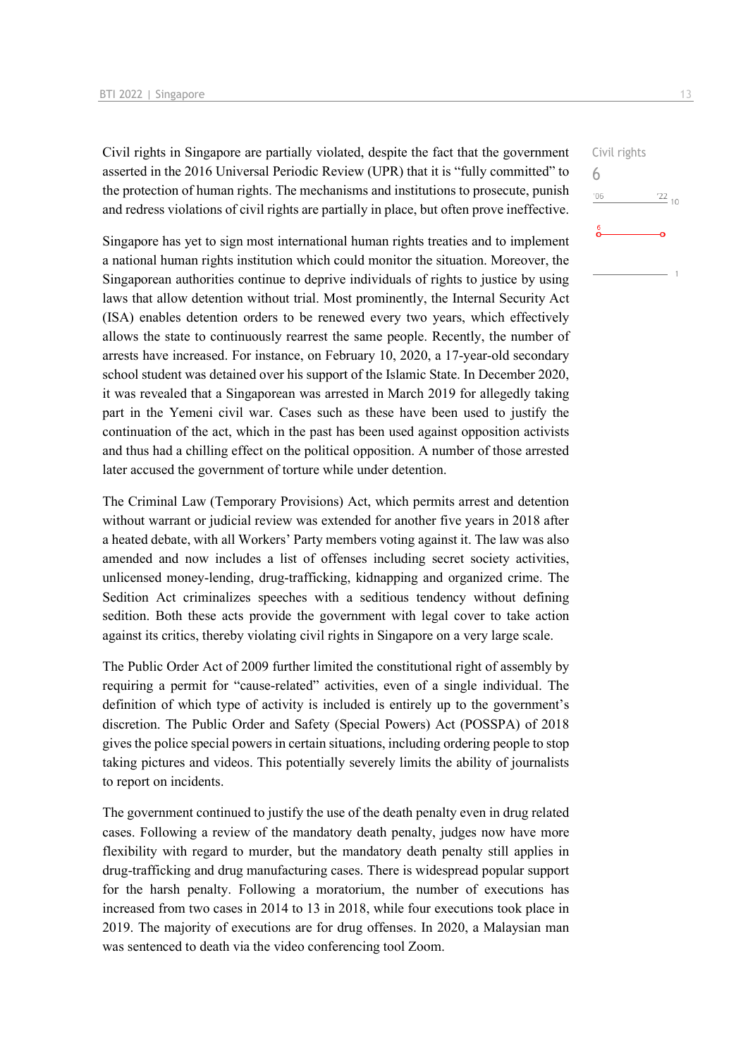Civil rights
6

Civil rights in Singapore are partially violated, despite the fact that the government asserted in the 2016 Universal Periodic Review (UPR) that it is "fully committed" to the protection of human rights. The mechanisms and institutions to prosecute, punish and redress violations of civil rights are partially in place, but often prove ineffective.

Singapore has yet to sign most international human rights treaties and to implement a national human rights institution which could monitor the situation. Moreover, the Singaporean authorities continue to deprive individuals of rights to justice by using laws that allow detention without trial. Most prominently, the Internal Security Act (ISA) enables detention orders to be renewed every two years, which effectively allows the state to continuously rearrest the same people. Recently, the number of arrests have increased. For instance, on February 10, 2020, a 17-year-old secondary school student was detained over his support of the Islamic State. In December 2020, it was revealed that a Singaporean was arrested in March 2019 for allegedly taking part in the Yemeni civil war. Cases such as these have been used to justify the continuation of the act, which in the past has been used against opposition activists and thus had a chilling effect on the political opposition. A number of those arrested later accused the government of torture while under detention.

The Criminal Law (Temporary Provisions) Act, which permits arrest and detention without warrant or judicial review was extended for another five years in 2018 after a heated debate, with all Workers' Party members voting against it. The law was also amended and now includes a list of offenses including secret society activities, unlicensed money-lending, drug-trafficking, kidnapping and organized crime. The Sedition Act criminalizes speeches with a seditious tendency without defining sedition. Both these acts provide the government with legal cover to take action against its critics, thereby violating civil rights in Singapore on a very large scale.

The Public Order Act of 2009 further limited the constitutional right of assembly by requiring a permit for "cause-related" activities, even of a single individual. The definition of which type of activity is included is entirely up to the government's discretion. The Public Order and Safety (Special Powers) Act (POSSPA) of 2018 gives the police special powers in certain situations, including ordering people to stop taking pictures and videos. This potentially severely limits the ability of journalists to report on incidents.

The government continued to justify the use of the death penalty even in drug related cases. Following a review of the mandatory death penalty, judges now have more flexibility with regard to murder, but the mandatory death penalty still applies in drug-trafficking and drug manufacturing cases. There is widespread popular support for the harsh penalty. Following a moratorium, the number of executions has increased from two cases in 2014 to 13 in 2018, while four executions took place in 2019. The majority of executions are for drug offenses. In 2020, a Malaysian man was sentenced to death via the video conferencing tool Zoom.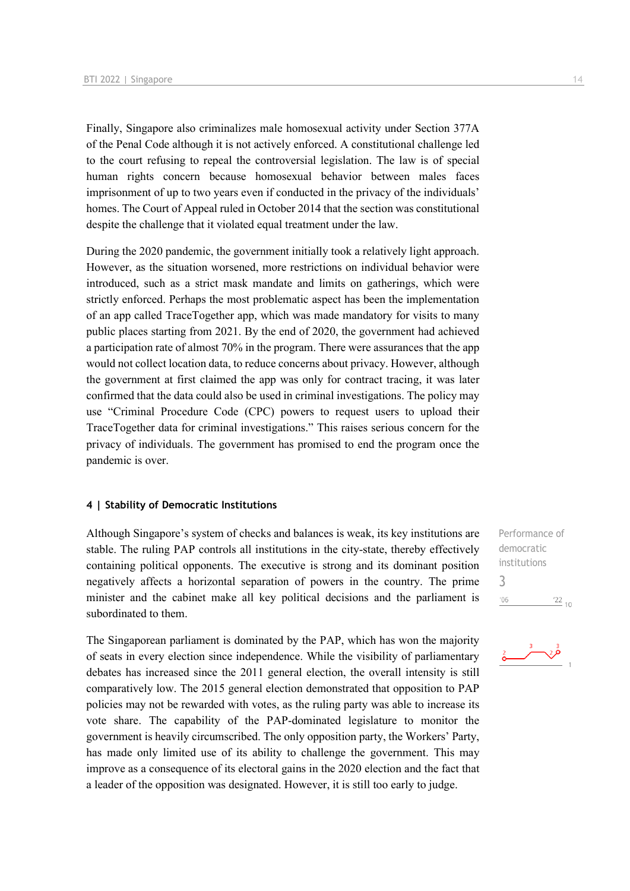Finally, Singapore also criminalizes male homosexual activity under Section 377A of the Penal Code although it is not actively enforced. A constitutional challenge led to the court refusing to repeal the controversial legislation. The law is of special human rights concern because homosexual behavior between males faces imprisonment of up to two years even if conducted in the privacy of the individuals' homes. The Court of Appeal ruled in October 2014 that the section was constitutional despite the challenge that it violated equal treatment under the law.

During the 2020 pandemic, the government initially took a relatively light approach. However, as the situation worsened, more restrictions on individual behavior were introduced, such as a strict mask mandate and limits on gatherings, which were strictly enforced. Perhaps the most problematic aspect has been the implementation of an app called TraceTogether app, which was made mandatory for visits to many public places starting from 2021. By the end of 2020, the government had achieved a participation rate of almost 70% in the program. There were assurances that the app would not collect location data, to reduce concerns about privacy. However, although the government at first claimed the app was only for contract tracing, it was later confirmed that the data could also be used in criminal investigations. The policy may use "Criminal Procedure Code (CPC) powers to request users to upload their TraceTogether data for criminal investigations." This raises serious concern for the privacy of individuals. The government has promised to end the program once the pandemic is over.

## 4 | Stability of Democratic Institutions

Although Singapore's system of checks and balances is weak, its key institutions are stable. The ruling PAP controls all institutions in the city-state, thereby effectively containing political opponents. The executive is strong and its dominant position negatively affects a horizontal separation of powers in the country. The prime minister and the cabinet make all key political decisions and the parliament is subordinated to them.

Performance of democratic institutions
3

The Singaporean parliament is dominated by the PAP, which has won the majority of seats in every election since independence. While the visibility of parliamentary debates has increased since the 2011 general election, the overall intensity is still comparatively low. The 2015 general election demonstrated that opposition to PAP policies may not be rewarded with votes, as the ruling party was able to increase its vote share. The capability of the PAP-dominated legislature to monitor the government is heavily circumscribed. The only opposition party, the Workers' Party, has made only limited use of its ability to challenge the government. This may improve as a consequence of its electoral gains in the 2020 election and the fact that a leader of the opposition was designated. However, it is still too early to judge.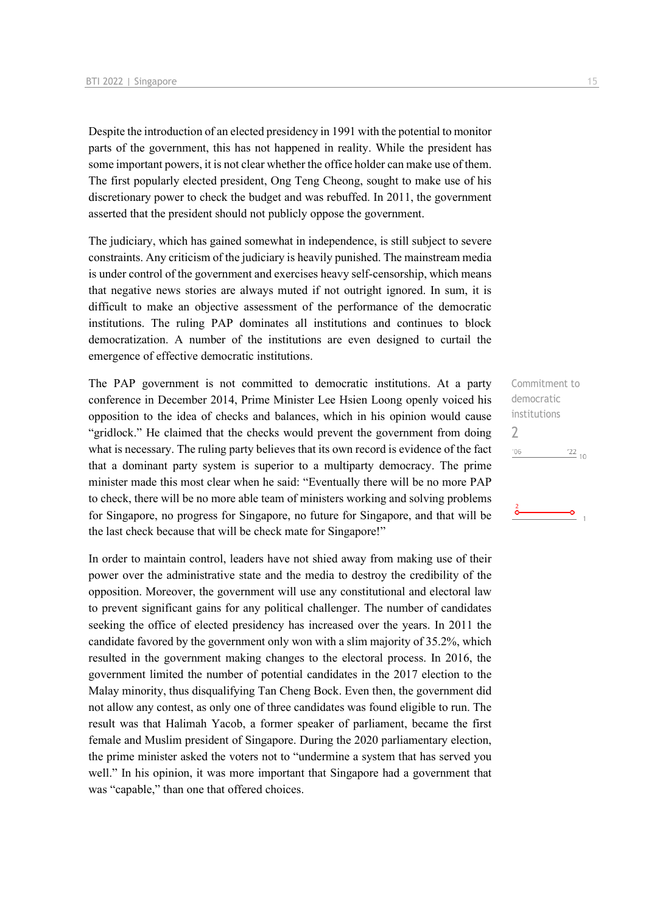Despite the introduction of an elected presidency in 1991 with the potential to monitor parts of the government, this has not happened in reality. While the president has some important powers, it is not clear whether the office holder can make use of them. The first popularly elected president, Ong Teng Cheong, sought to make use of his discretionary power to check the budget and was rebuffed. In 2011, the government asserted that the president should not publicly oppose the government.

The judiciary, which has gained somewhat in independence, is still subject to severe constraints. Any criticism of the judiciary is heavily punished. The mainstream media is under control of the government and exercises heavy self-censorship, which means that negative news stories are always muted if not outright ignored. In sum, it is difficult to make an objective assessment of the performance of the democratic institutions. The ruling PAP dominates all institutions and continues to block democratization. A number of the institutions are even designed to curtail the emergence of effective democratic institutions.

Commitment to democratic institutions

2

'06 '22 10

2 1

The PAP government is not committed to democratic institutions. At a party conference in December 2014, Prime Minister Lee Hsien Loong openly voiced his opposition to the idea of checks and balances, which in his opinion would cause "gridlock." He claimed that the checks would prevent the government from doing what is necessary. The ruling party believes that its own record is evidence of the fact that a dominant party system is superior to a multiparty democracy. The prime minister made this most clear when he said: "Eventually there will be no more PAP to check, there will be no more able team of ministers working and solving problems for Singapore, no progress for Singapore, no future for Singapore, and that will be the last check because that will be check mate for Singapore!"

In order to maintain control, leaders have not shied away from making use of their power over the administrative state and the media to destroy the credibility of the opposition. Moreover, the government will use any constitutional and electoral law to prevent significant gains for any political challenger. The number of candidates seeking the office of elected presidency has increased over the years. In 2011 the candidate favored by the government only won with a slim majority of 35.2%, which resulted in the government making changes to the electoral process. In 2016, the government limited the number of potential candidates in the 2017 election to the Malay minority, thus disqualifying Tan Cheng Bock. Even then, the government did not allow any contest, as only one of three candidates was found eligible to run. The result was that Halimah Yacob, a former speaker of parliament, became the first female and Muslim president of Singapore. During the 2020 parliamentary election, the prime minister asked the voters not to "undermine a system that has served you well." In his opinion, it was more important that Singapore had a government that was "capable," than one that offered choices.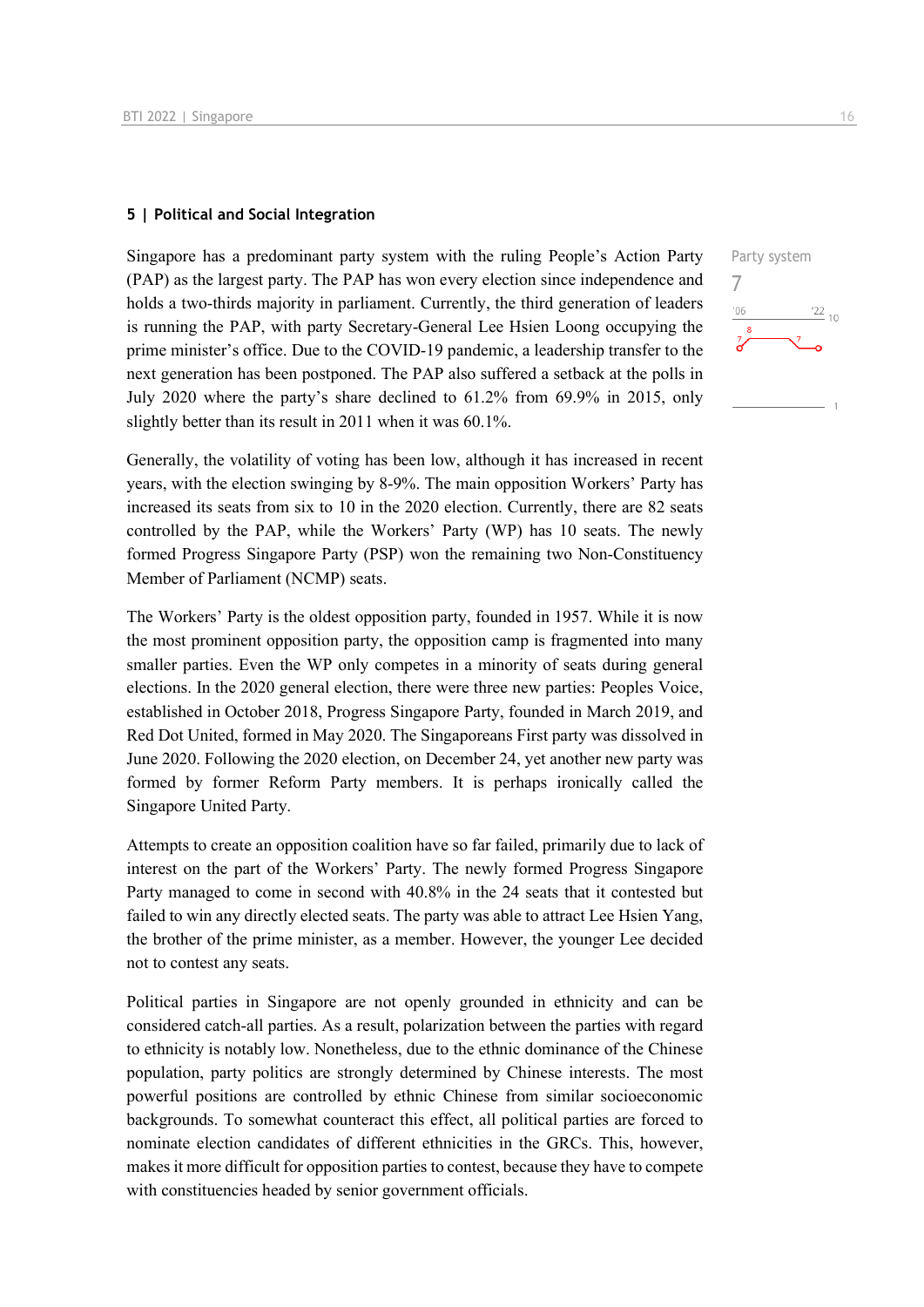## 5 | Political and Social Integration

Party system

7

Singapore has a predominant party system with the ruling People's Action Party (PAP) as the largest party. The PAP has won every election since independence and holds a two-thirds majority in parliament. Currently, the third generation of leaders is running the PAP, with party Secretary-General Lee Hsien Loong occupying the prime minister's office. Due to the COVID-19 pandemic, a leadership transfer to the next generation has been postponed. The PAP also suffered a setback at the polls in July 2020 where the party's share declined to 61.2% from 69.9% in 2015, only slightly better than its result in 2011 when it was 60.1%.

Generally, the volatility of voting has been low, although it has increased in recent years, with the election swinging by 8-9%. The main opposition Workers' Party has increased its seats from six to 10 in the 2020 election. Currently, there are 82 seats controlled by the PAP, while the Workers' Party (WP) has 10 seats. The newly formed Progress Singapore Party (PSP) won the remaining two Non-Constituency Member of Parliament (NCMP) seats.

The Workers' Party is the oldest opposition party, founded in 1957. While it is now the most prominent opposition party, the opposition camp is fragmented into many smaller parties. Even the WP only competes in a minority of seats during general elections. In the 2020 general election, there were three new parties: Peoples Voice, established in October 2018, Progress Singapore Party, founded in March 2019, and Red Dot United, formed in May 2020. The Singaporeans First party was dissolved in June 2020. Following the 2020 election, on December 24, yet another new party was formed by former Reform Party members. It is perhaps ironically called the Singapore United Party.

Attempts to create an opposition coalition have so far failed, primarily due to lack of interest on the part of the Workers' Party. The newly formed Progress Singapore Party managed to come in second with 40.8% in the 24 seats that it contested but failed to win any directly elected seats. The party was able to attract Lee Hsien Yang, the brother of the prime minister, as a member. However, the younger Lee decided not to contest any seats.

Political parties in Singapore are not openly grounded in ethnicity and can be considered catch-all parties. As a result, polarization between the parties with regard to ethnicity is notably low. Nonetheless, due to the ethnic dominance of the Chinese population, party politics are strongly determined by Chinese interests. The most powerful positions are controlled by ethnic Chinese from similar socioeconomic backgrounds. To somewhat counteract this effect, all political parties are forced to nominate election candidates of different ethnicities in the GRCs. This, however, makes it more difficult for opposition parties to contest, because they have to compete with constituencies headed by senior government officials.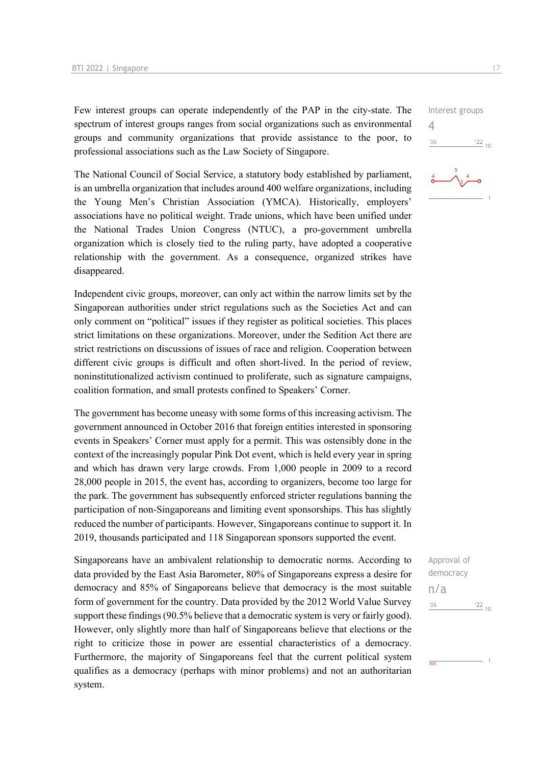Few interest groups can operate independently of the PAP in the city-state. The spectrum of interest groups ranges from social organizations such as environmental groups and community organizations that provide assistance to the poor, to professional associations such as the Law Society of Singapore.

Interest groups
4

The National Council of Social Service, a statutory body established by parliament, is an umbrella organization that includes around 400 welfare organizations, including the Young Men's Christian Association (YMCA). Historically, employers' associations have no political weight. Trade unions, which have been unified under the National Trades Union Congress (NTUC), a pro-government umbrella organization which is closely tied to the ruling party, have adopted a cooperative relationship with the government. As a consequence, organized strikes have disappeared.

Independent civic groups, moreover, can only act within the narrow limits set by the Singaporean authorities under strict regulations such as the Societies Act and can only comment on "political" issues if they register as political societies. This places strict limitations on these organizations. Moreover, under the Sedition Act there are strict restrictions on discussions of issues of race and religion. Cooperation between different civic groups is difficult and often short-lived. In the period of review, noninstitutionalized activism continued to proliferate, such as signature campaigns, coalition formation, and small protests confined to Speakers' Corner.

The government has become uneasy with some forms of this increasing activism. The government announced in October 2016 that foreign entities interested in sponsoring events in Speakers' Corner must apply for a permit. This was ostensibly done in the context of the increasingly popular Pink Dot event, which is held every year in spring and which has drawn very large crowds. From 1,000 people in 2009 to a record 28,000 people in 2015, the event has, according to organizers, become too large for the park. The government has subsequently enforced stricter regulations banning the participation of non-Singaporeans and limiting event sponsorships. This has slightly reduced the number of participants. However, Singaporeans continue to support it. In 2019, thousands participated and 118 Singaporean sponsors supported the event.

Singaporeans have an ambivalent relationship to democratic norms. According to data provided by the East Asia Barometer, 80% of Singaporeans express a desire for democracy and 85% of Singaporeans believe that democracy is the most suitable form of government for the country. Data provided by the 2012 World Value Survey support these findings (90.5% believe that a democratic system is very or fairly good). However, only slightly more than half of Singaporeans believe that elections or the right to criticize those in power are essential characteristics of a democracy. Furthermore, the majority of Singaporeans feel that the current political system qualifies as a democracy (perhaps with minor problems) and not an authoritarian system.

Approval of democracy
n/a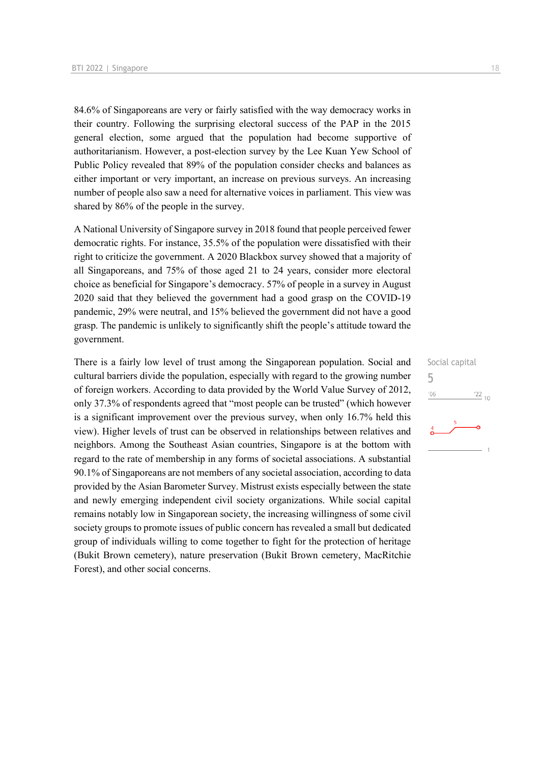84.6% of Singaporeans are very or fairly satisfied with the way democracy works in their country. Following the surprising electoral success of the PAP in the 2015 general election, some argued that the population had become supportive of authoritarianism. However, a post-election survey by the Lee Kuan Yew School of Public Policy revealed that 89% of the population consider checks and balances as either important or very important, an increase on previous surveys. An increasing number of people also saw a need for alternative voices in parliament. This view was shared by 86% of the people in the survey.

A National University of Singapore survey in 2018 found that people perceived fewer democratic rights. For instance, 35.5% of the population were dissatisfied with their right to criticize the government. A 2020 Blackbox survey showed that a majority of all Singaporeans, and 75% of those aged 21 to 24 years, consider more electoral choice as beneficial for Singapore's democracy. 57% of people in a survey in August 2020 said that they believed the government had a good grasp on the COVID-19 pandemic, 29% were neutral, and 15% believed the government did not have a good grasp. The pandemic is unlikely to significantly shift the people's attitude toward the government.

Social capital
5

There is a fairly low level of trust among the Singaporean population. Social and cultural barriers divide the population, especially with regard to the growing number of foreign workers. According to data provided by the World Value Survey of 2012, only 37.3% of respondents agreed that "most people can be trusted" (which however is a significant improvement over the previous survey, when only 16.7% held this view). Higher levels of trust can be observed in relationships between relatives and neighbors. Among the Southeast Asian countries, Singapore is at the bottom with regard to the rate of membership in any forms of societal associations. A substantial 90.1% of Singaporeans are not members of any societal association, according to data provided by the Asian Barometer Survey. Mistrust exists especially between the state and newly emerging independent civil society organizations. While social capital remains notably low in Singaporean society, the increasing willingness of some civil society groups to promote issues of public concern has revealed a small but dedicated group of individuals willing to come together to fight for the protection of heritage (Bukit Brown cemetery), nature preservation (Bukit Brown cemetery, MacRitchie Forest), and other social concerns.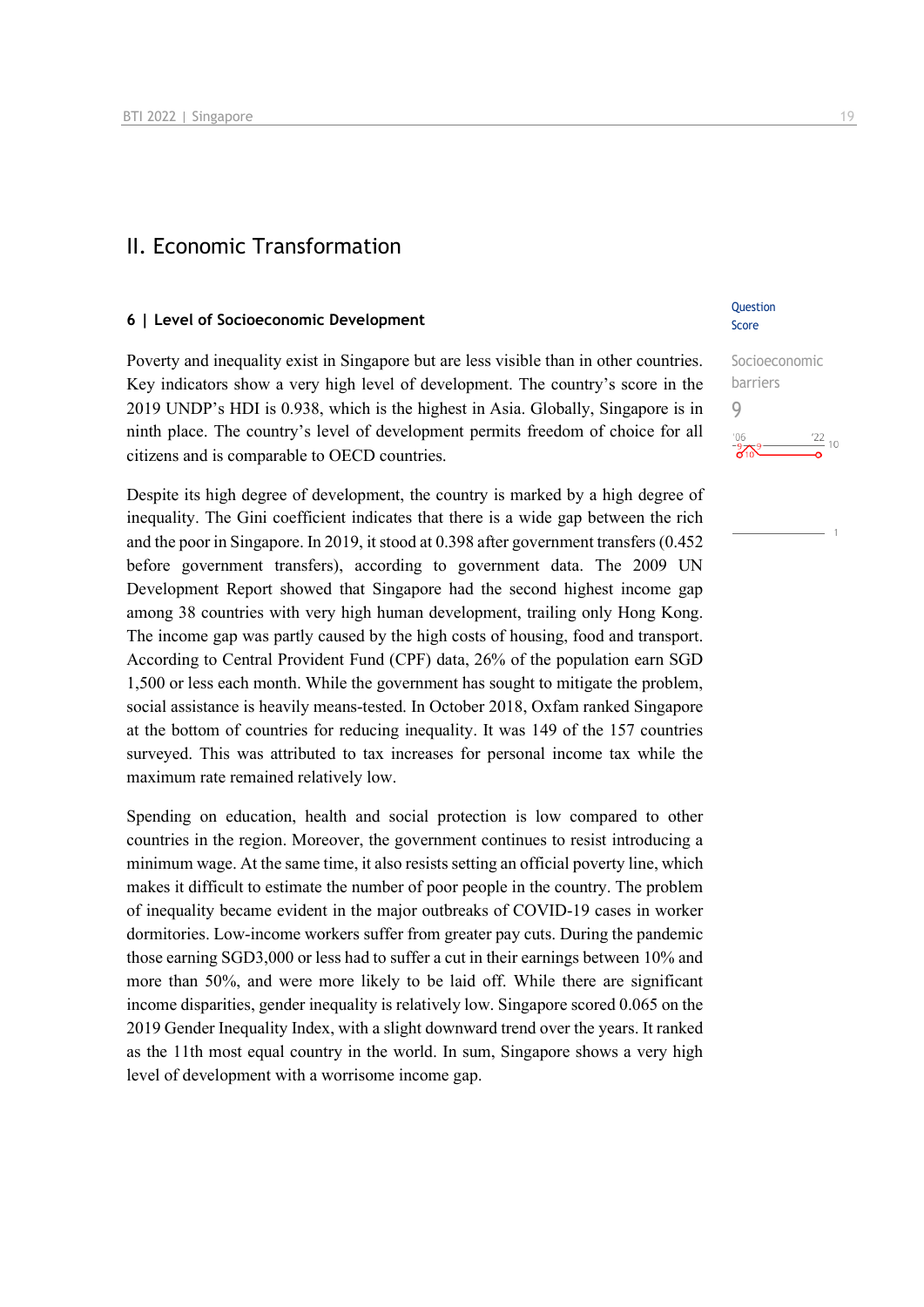## II. Economic Transformation

### 6 | Level of Socioeconomic Development

Question Score

Socioeconomic barriers
9

Poverty and inequality exist in Singapore but are less visible than in other countries. Key indicators show a very high level of development. The country's score in the 2019 UNDP's HDI is 0.938, which is the highest in Asia. Globally, Singapore is in ninth place. The country's level of development permits freedom of choice for all citizens and is comparable to OECD countries.

Despite its high degree of development, the country is marked by a high degree of inequality. The Gini coefficient indicates that there is a wide gap between the rich and the poor in Singapore. In 2019, it stood at 0.398 after government transfers (0.452 before government transfers), according to government data. The 2009 UN Development Report showed that Singapore had the second highest income gap among 38 countries with very high human development, trailing only Hong Kong. The income gap was partly caused by the high costs of housing, food and transport. According to Central Provident Fund (CPF) data, 26% of the population earn SGD 1,500 or less each month. While the government has sought to mitigate the problem, social assistance is heavily means-tested. In October 2018, Oxfam ranked Singapore at the bottom of countries for reducing inequality. It was 149 of the 157 countries surveyed. This was attributed to tax increases for personal income tax while the maximum rate remained relatively low.

Spending on education, health and social protection is low compared to other countries in the region. Moreover, the government continues to resist introducing a minimum wage. At the same time, it also resists setting an official poverty line, which makes it difficult to estimate the number of poor people in the country. The problem of inequality became evident in the major outbreaks of COVID-19 cases in worker dormitories. Low-income workers suffer from greater pay cuts. During the pandemic those earning SGD3,000 or less had to suffer a cut in their earnings between 10% and more than 50%, and were more likely to be laid off. While there are significant income disparities, gender inequality is relatively low. Singapore scored 0.065 on the 2019 Gender Inequality Index, with a slight downward trend over the years. It ranked as the 11th most equal country in the world. In sum, Singapore shows a very high level of development with a worrisome income gap.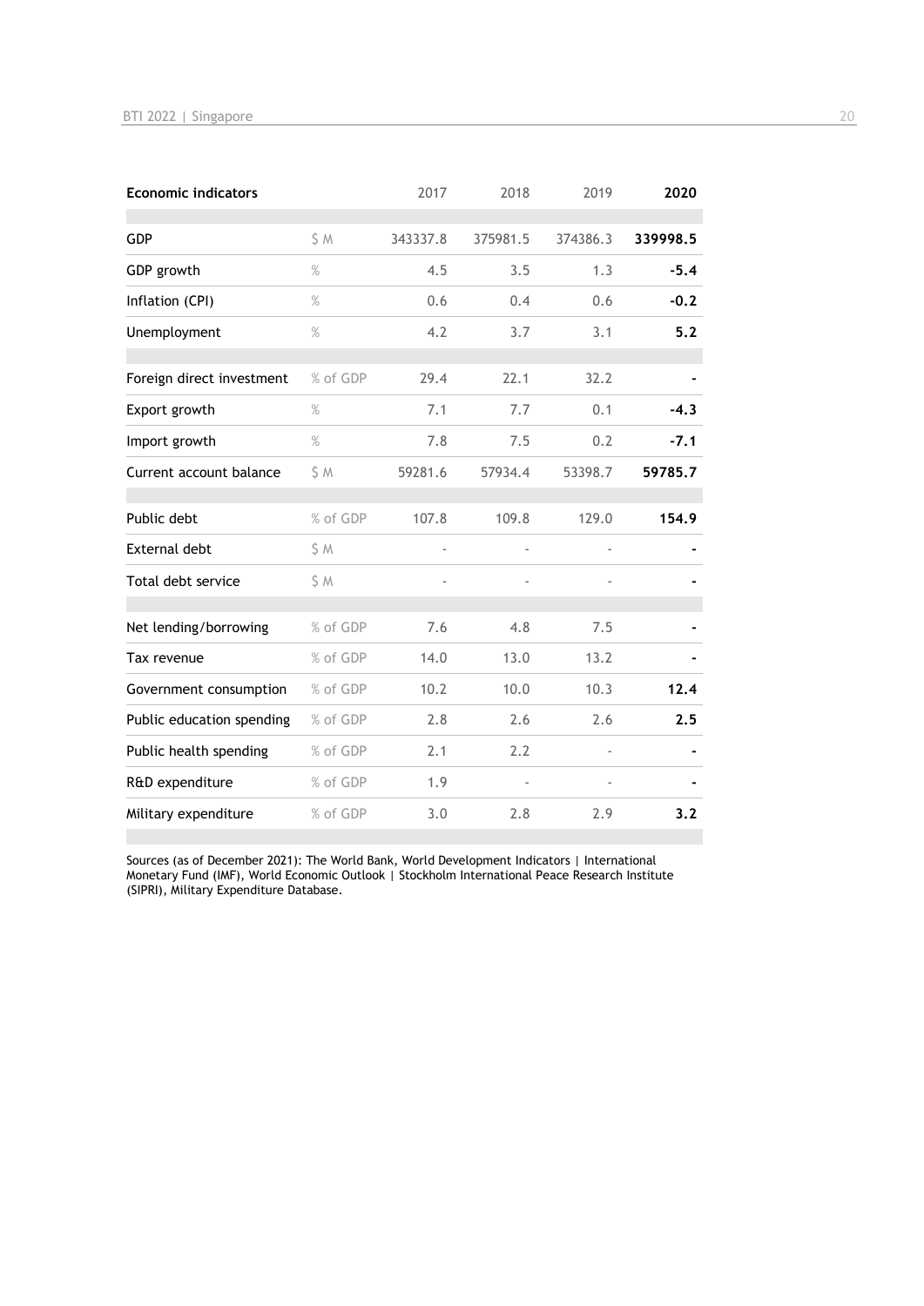| Economic indicators | | 2017 | 2018 | 2019 | 2020 |
|---|---|---|---|---|---|
| GDP | $ M | 343337.8 | 375981.5 | 374386.3 | **339998.5** |
| GDP growth | % | 4.5 | 3.5 | 1.3 | **-5.4** |
| Inflation (CPI) | % | 0.6 | 0.4 | 0.6 | **-0.2** |
| Unemployment | % | 4.2 | 3.7 | 3.1 | **5.2** |
| Foreign direct investment | % of GDP | 29.4 | 22.1 | 32.2 | **-** |
| Export growth | % | 7.1 | 7.7 | 0.1 | **-4.3** |
| Import growth | % | 7.8 | 7.5 | 0.2 | **-7.1** |
| Current account balance | $ M | 59281.6 | 57934.4 | 53398.7 | **59785.7** |
| Public debt | % of GDP | 107.8 | 109.8 | 129.0 | **154.9** |
| External debt | $ M | - | - | - | **-** |
| Total debt service | $ M | - | - | - | **-** |
| Net lending/borrowing | % of GDP | 7.6 | 4.8 | 7.5 | **-** |
| Tax revenue | % of GDP | 14.0 | 13.0 | 13.2 | **-** |
| Government consumption | % of GDP | 10.2 | 10.0 | 10.3 | **12.4** |
| Public education spending | % of GDP | 2.8 | 2.6 | 2.6 | **2.5** |
| Public health spending | % of GDP | 2.1 | 2.2 | - | **-** |
| R&D expenditure | % of GDP | 1.9 | - | - | **-** |
| Military expenditure | % of GDP | 3.0 | 2.8 | 2.9 | **3.2** |

Sources (as of December 2021): The World Bank, World Development Indicators | International Monetary Fund (IMF), World Economic Outlook | Stockholm International Peace Research Institute (SIPRI), Military Expenditure Database.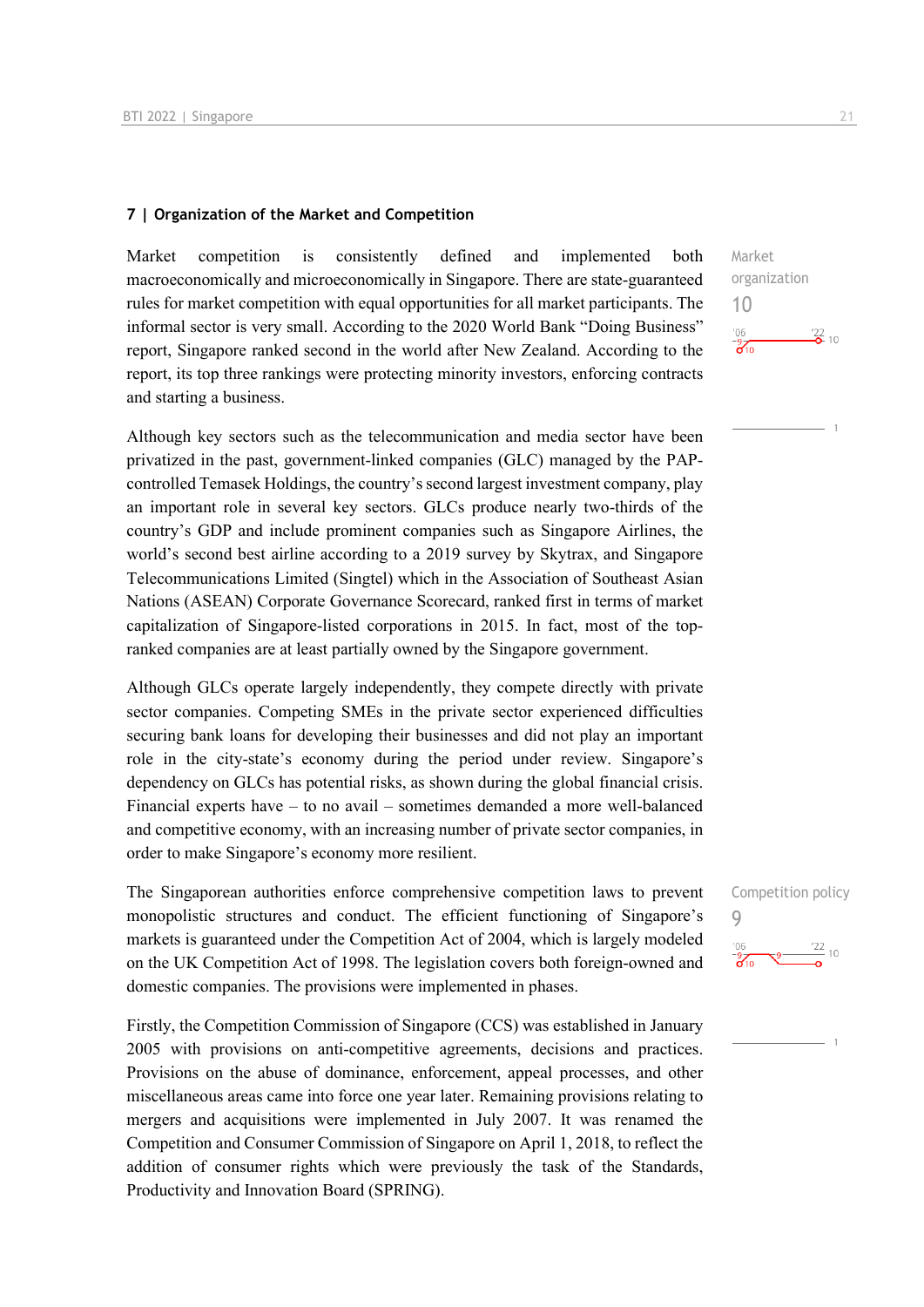## 7 | Organization of the Market and Competition

Market organization
10

Market competition is consistently defined and implemented both macroeconomically and microeconomically in Singapore. There are state-guaranteed rules for market competition with equal opportunities for all market participants. The informal sector is very small. According to the 2020 World Bank "Doing Business" report, Singapore ranked second in the world after New Zealand. According to the report, its top three rankings were protecting minority investors, enforcing contracts and starting a business.

Although key sectors such as the telecommunication and media sector have been privatized in the past, government-linked companies (GLC) managed by the PAP-controlled Temasek Holdings, the country's second largest investment company, play an important role in several key sectors. GLCs produce nearly two-thirds of the country's GDP and include prominent companies such as Singapore Airlines, the world's second best airline according to a 2019 survey by Skytrax, and Singapore Telecommunications Limited (Singtel) which in the Association of Southeast Asian Nations (ASEAN) Corporate Governance Scorecard, ranked first in terms of market capitalization of Singapore-listed corporations in 2015. In fact, most of the top-ranked companies are at least partially owned by the Singapore government.

Although GLCs operate largely independently, they compete directly with private sector companies. Competing SMEs in the private sector experienced difficulties securing bank loans for developing their businesses and did not play an important role in the city-state's economy during the period under review. Singapore's dependency on GLCs has potential risks, as shown during the global financial crisis. Financial experts have – to no avail – sometimes demanded a more well-balanced and competitive economy, with an increasing number of private sector companies, in order to make Singapore's economy more resilient.

Competition policy
9

The Singaporean authorities enforce comprehensive competition laws to prevent monopolistic structures and conduct. The efficient functioning of Singapore's markets is guaranteed under the Competition Act of 2004, which is largely modeled on the UK Competition Act of 1998. The legislation covers both foreign-owned and domestic companies. The provisions were implemented in phases.

Firstly, the Competition Commission of Singapore (CCS) was established in January 2005 with provisions on anti-competitive agreements, decisions and practices. Provisions on the abuse of dominance, enforcement, appeal processes, and other miscellaneous areas came into force one year later. Remaining provisions relating to mergers and acquisitions were implemented in July 2007. It was renamed the Competition and Consumer Commission of Singapore on April 1, 2018, to reflect the addition of consumer rights which were previously the task of the Standards, Productivity and Innovation Board (SPRING).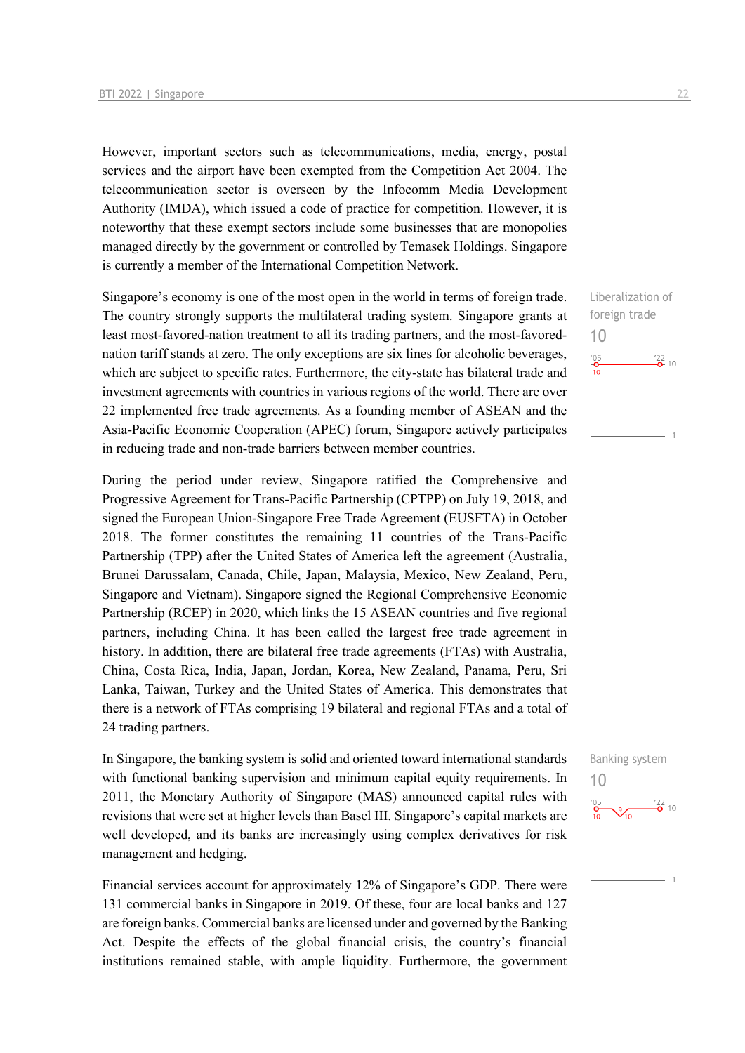However, important sectors such as telecommunications, media, energy, postal services and the airport have been exempted from the Competition Act 2004. The telecommunication sector is overseen by the Infocomm Media Development Authority (IMDA), which issued a code of practice for competition. However, it is noteworthy that these exempt sectors include some businesses that are monopolies managed directly by the government or controlled by Temasek Holdings. Singapore is currently a member of the International Competition Network.

Singapore's economy is one of the most open in the world in terms of foreign trade. The country strongly supports the multilateral trading system. Singapore grants at least most-favored-nation treatment to all its trading partners, and the most-favored-nation tariff stands at zero. The only exceptions are six lines for alcoholic beverages, which are subject to specific rates. Furthermore, the city-state has bilateral trade and investment agreements with countries in various regions of the world. There are over 22 implemented free trade agreements. As a founding member of ASEAN and the Asia-Pacific Economic Cooperation (APEC) forum, Singapore actively participates in reducing trade and non-trade barriers between member countries.

Liberalization of foreign trade
10

During the period under review, Singapore ratified the Comprehensive and Progressive Agreement for Trans-Pacific Partnership (CPTPP) on July 19, 2018, and signed the European Union-Singapore Free Trade Agreement (EUSFTA) in October 2018. The former constitutes the remaining 11 countries of the Trans-Pacific Partnership (TPP) after the United States of America left the agreement (Australia, Brunei Darussalam, Canada, Chile, Japan, Malaysia, Mexico, New Zealand, Peru, Singapore and Vietnam). Singapore signed the Regional Comprehensive Economic Partnership (RCEP) in 2020, which links the 15 ASEAN countries and five regional partners, including China. It has been called the largest free trade agreement in history. In addition, there are bilateral free trade agreements (FTAs) with Australia, China, Costa Rica, India, Japan, Jordan, Korea, New Zealand, Panama, Peru, Sri Lanka, Taiwan, Turkey and the United States of America. This demonstrates that there is a network of FTAs comprising 19 bilateral and regional FTAs and a total of 24 trading partners.

In Singapore, the banking system is solid and oriented toward international standards with functional banking supervision and minimum capital equity requirements. In 2011, the Monetary Authority of Singapore (MAS) announced capital rules with revisions that were set at higher levels than Basel III. Singapore's capital markets are well developed, and its banks are increasingly using complex derivatives for risk management and hedging.

Banking system
10

Financial services account for approximately 12% of Singapore's GDP. There were 131 commercial banks in Singapore in 2019. Of these, four are local banks and 127 are foreign banks. Commercial banks are licensed under and governed by the Banking Act. Despite the effects of the global financial crisis, the country's financial institutions remained stable, with ample liquidity. Furthermore, the government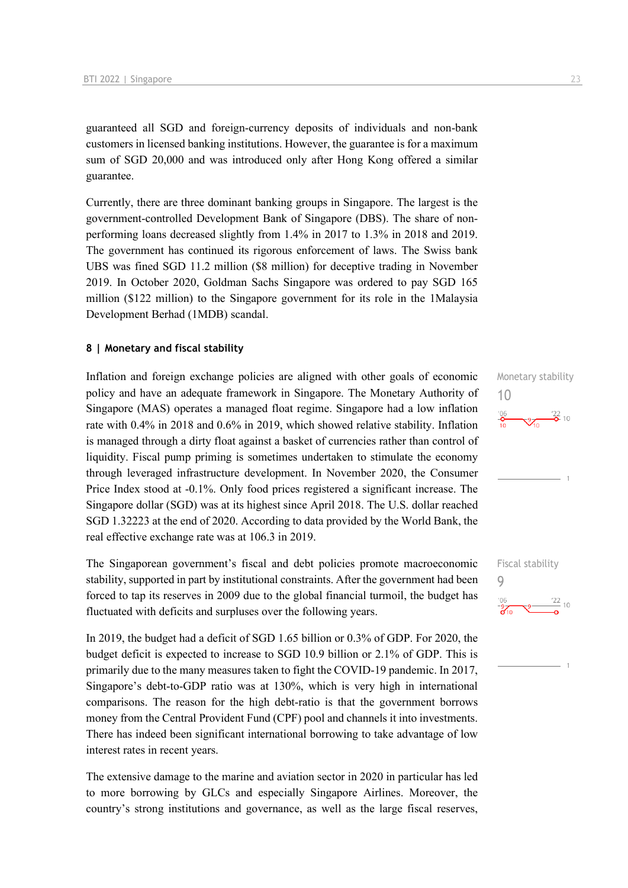guaranteed all SGD and foreign-currency deposits of individuals and non-bank customers in licensed banking institutions. However, the guarantee is for a maximum sum of SGD 20,000 and was introduced only after Hong Kong offered a similar guarantee.

Currently, there are three dominant banking groups in Singapore. The largest is the government-controlled Development Bank of Singapore (DBS). The share of non-performing loans decreased slightly from 1.4% in 2017 to 1.3% in 2018 and 2019. The government has continued its rigorous enforcement of laws. The Swiss bank UBS was fined SGD 11.2 million ($8 million) for deceptive trading in November 2019. In October 2020, Goldman Sachs Singapore was ordered to pay SGD 165 million ($122 million) to the Singapore government for its role in the 1Malaysia Development Berhad (1MDB) scandal.

## 8 | Monetary and fiscal stability

Monetary stability
10

Inflation and foreign exchange policies are aligned with other goals of economic policy and have an adequate framework in Singapore. The Monetary Authority of Singapore (MAS) operates a managed float regime. Singapore had a low inflation rate with 0.4% in 2018 and 0.6% in 2019, which showed relative stability. Inflation is managed through a dirty float against a basket of currencies rather than control of liquidity. Fiscal pump priming is sometimes undertaken to stimulate the economy through leveraged infrastructure development. In November 2020, the Consumer Price Index stood at -0.1%. Only food prices registered a significant increase. The Singapore dollar (SGD) was at its highest since April 2018. The U.S. dollar reached SGD 1.32223 at the end of 2020. According to data provided by the World Bank, the real effective exchange rate was at 106.3 in 2019.

Fiscal stability
9

The Singaporean government's fiscal and debt policies promote macroeconomic stability, supported in part by institutional constraints. After the government had been forced to tap its reserves in 2009 due to the global financial turmoil, the budget has fluctuated with deficits and surpluses over the following years.

In 2019, the budget had a deficit of SGD 1.65 billion or 0.3% of GDP. For 2020, the budget deficit is expected to increase to SGD 10.9 billion or 2.1% of GDP. This is primarily due to the many measures taken to fight the COVID-19 pandemic. In 2017, Singapore's debt-to-GDP ratio was at 130%, which is very high in international comparisons. The reason for the high debt-ratio is that the government borrows money from the Central Provident Fund (CPF) pool and channels it into investments. There has indeed been significant international borrowing to take advantage of low interest rates in recent years.

The extensive damage to the marine and aviation sector in 2020 in particular has led to more borrowing by GLCs and especially Singapore Airlines. Moreover, the country's strong institutions and governance, as well as the large fiscal reserves,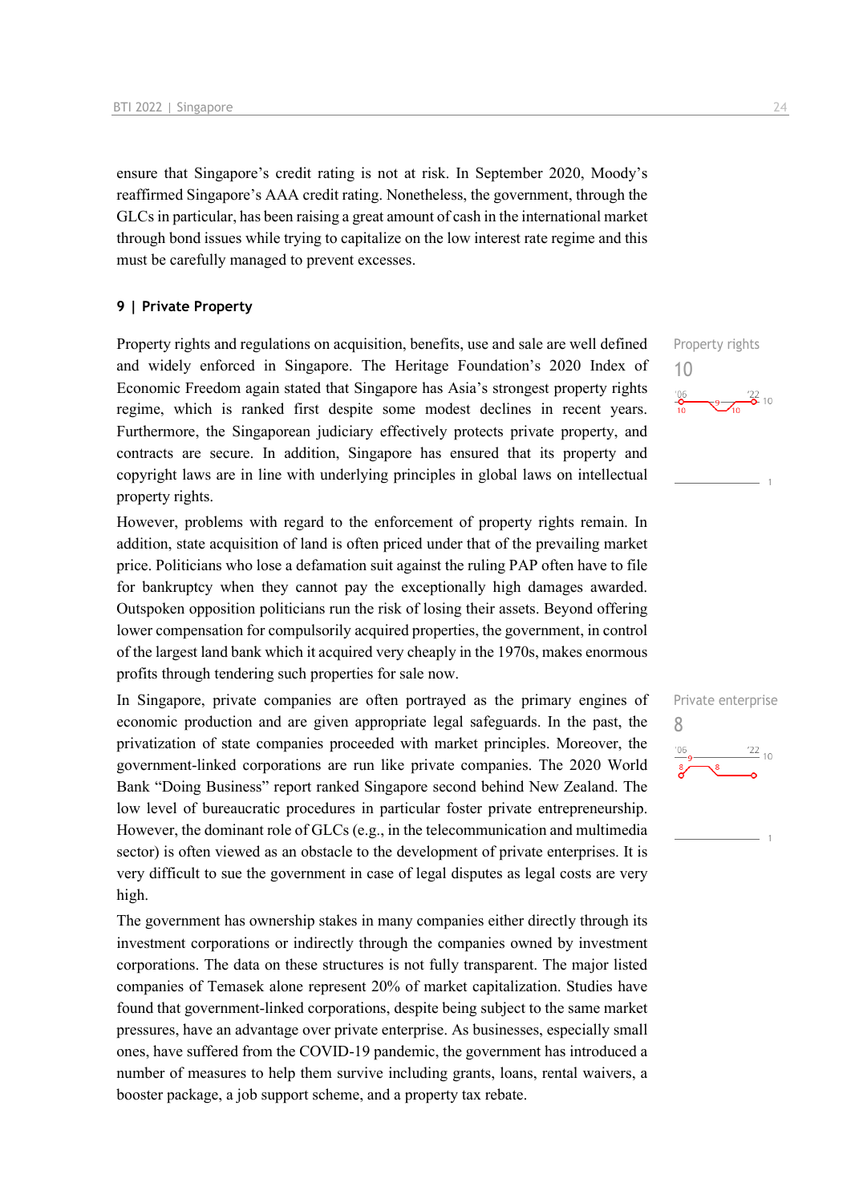ensure that Singapore's credit rating is not at risk. In September 2020, Moody's reaffirmed Singapore's AAA credit rating. Nonetheless, the government, through the GLCs in particular, has been raising a great amount of cash in the international market through bond issues while trying to capitalize on the low interest rate regime and this must be carefully managed to prevent excesses.

## 9 | Private Property

Property rights
10

Property rights and regulations on acquisition, benefits, use and sale are well defined and widely enforced in Singapore. The Heritage Foundation's 2020 Index of Economic Freedom again stated that Singapore has Asia's strongest property rights regime, which is ranked first despite some modest declines in recent years. Furthermore, the Singaporean judiciary effectively protects private property, and contracts are secure. In addition, Singapore has ensured that its property and copyright laws are in line with underlying principles in global laws on intellectual property rights.

However, problems with regard to the enforcement of property rights remain. In addition, state acquisition of land is often priced under that of the prevailing market price. Politicians who lose a defamation suit against the ruling PAP often have to file for bankruptcy when they cannot pay the exceptionally high damages awarded. Outspoken opposition politicians run the risk of losing their assets. Beyond offering lower compensation for compulsorily acquired properties, the government, in control of the largest land bank which it acquired very cheaply in the 1970s, makes enormous profits through tendering such properties for sale now.

Private enterprise
8

In Singapore, private companies are often portrayed as the primary engines of economic production and are given appropriate legal safeguards. In the past, the privatization of state companies proceeded with market principles. Moreover, the government-linked corporations are run like private companies. The 2020 World Bank "Doing Business" report ranked Singapore second behind New Zealand. The low level of bureaucratic procedures in particular foster private entrepreneurship. However, the dominant role of GLCs (e.g., in the telecommunication and multimedia sector) is often viewed as an obstacle to the development of private enterprises. It is very difficult to sue the government in case of legal disputes as legal costs are very high.

The government has ownership stakes in many companies either directly through its investment corporations or indirectly through the companies owned by investment corporations. The data on these structures is not fully transparent. The major listed companies of Temasek alone represent 20% of market capitalization. Studies have found that government-linked corporations, despite being subject to the same market pressures, have an advantage over private enterprise. As businesses, especially small ones, have suffered from the COVID-19 pandemic, the government has introduced a number of measures to help them survive including grants, loans, rental waivers, a booster package, a job support scheme, and a property tax rebate.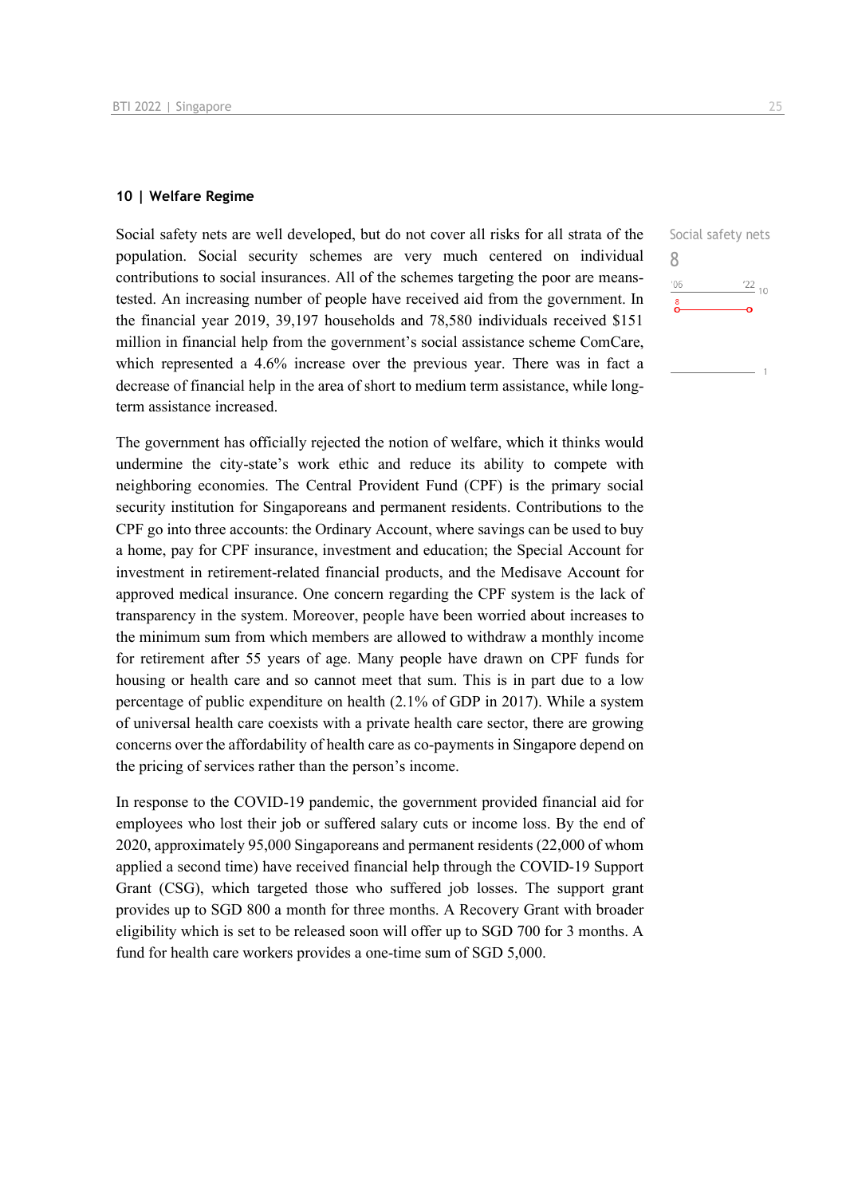## 10 | Welfare Regime

Social safety nets

8

'06 '22 10

8

1

Social safety nets are well developed, but do not cover all risks for all strata of the population. Social security schemes are very much centered on individual contributions to social insurances. All of the schemes targeting the poor are means-tested. An increasing number of people have received aid from the government. In the financial year 2019, 39,197 households and 78,580 individuals received $151 million in financial help from the government's social assistance scheme ComCare, which represented a 4.6% increase over the previous year. There was in fact a decrease of financial help in the area of short to medium term assistance, while long-term assistance increased.

The government has officially rejected the notion of welfare, which it thinks would undermine the city-state's work ethic and reduce its ability to compete with neighboring economies. The Central Provident Fund (CPF) is the primary social security institution for Singaporeans and permanent residents. Contributions to the CPF go into three accounts: the Ordinary Account, where savings can be used to buy a home, pay for CPF insurance, investment and education; the Special Account for investment in retirement-related financial products, and the Medisave Account for approved medical insurance. One concern regarding the CPF system is the lack of transparency in the system. Moreover, people have been worried about increases to the minimum sum from which members are allowed to withdraw a monthly income for retirement after 55 years of age. Many people have drawn on CPF funds for housing or health care and so cannot meet that sum. This is in part due to a low percentage of public expenditure on health (2.1% of GDP in 2017). While a system of universal health care coexists with a private health care sector, there are growing concerns over the affordability of health care as co-payments in Singapore depend on the pricing of services rather than the person's income.

In response to the COVID-19 pandemic, the government provided financial aid for employees who lost their job or suffered salary cuts or income loss. By the end of 2020, approximately 95,000 Singaporeans and permanent residents (22,000 of whom applied a second time) have received financial help through the COVID-19 Support Grant (CSG), which targeted those who suffered job losses. The support grant provides up to SGD 800 a month for three months. A Recovery Grant with broader eligibility which is set to be released soon will offer up to SGD 700 for 3 months. A fund for health care workers provides a one-time sum of SGD 5,000.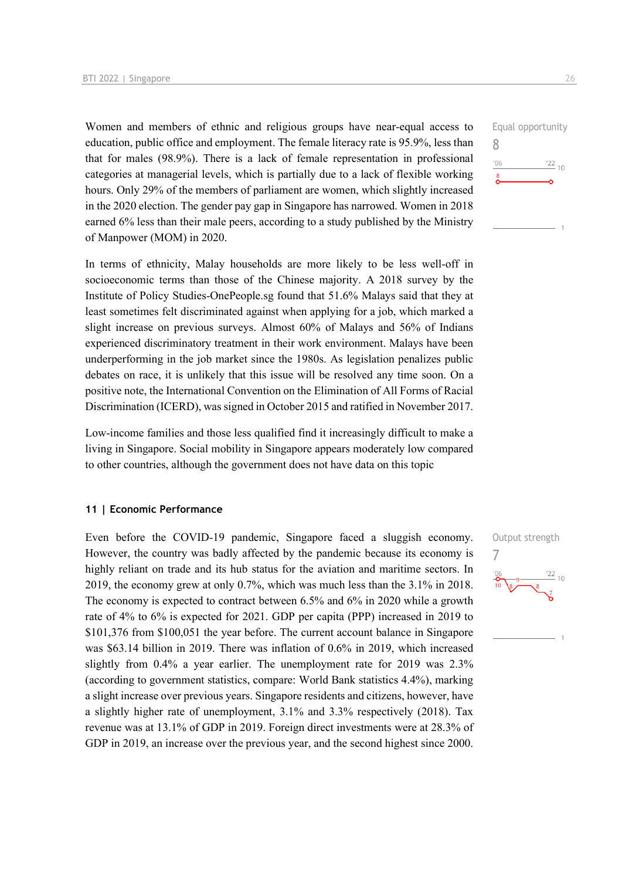Women and members of ethnic and religious groups have near-equal access to education, public office and employment. The female literacy rate is 95.9%, less than that for males (98.9%). There is a lack of female representation in professional categories at managerial levels, which is partially due to a lack of flexible working hours. Only 29% of the members of parliament are women, which slightly increased in the 2020 election. The gender pay gap in Singapore has narrowed. Women in 2018 earned 6% less than their male peers, according to a study published by the Ministry of Manpower (MOM) in 2020.

Equal opportunity
8

In terms of ethnicity, Malay households are more likely to be less well-off in socioeconomic terms than those of the Chinese majority. A 2018 survey by the Institute of Policy Studies-OnePeople.sg found that 51.6% Malays said that they at least sometimes felt discriminated against when applying for a job, which marked a slight increase on previous surveys. Almost 60% of Malays and 56% of Indians experienced discriminatory treatment in their work environment. Malays have been underperforming in the job market since the 1980s. As legislation penalizes public debates on race, it is unlikely that this issue will be resolved any time soon. On a positive note, the International Convention on the Elimination of All Forms of Racial Discrimination (ICERD), was signed in October 2015 and ratified in November 2017.

Low-income families and those less qualified find it increasingly difficult to make a living in Singapore. Social mobility in Singapore appears moderately low compared to other countries, although the government does not have data on this topic

## 11 | Economic Performance

Output strength
7

Even before the COVID-19 pandemic, Singapore faced a sluggish economy. However, the country was badly affected by the pandemic because its economy is highly reliant on trade and its hub status for the aviation and maritime sectors. In 2019, the economy grew at only 0.7%, which was much less than the 3.1% in 2018. The economy is expected to contract between 6.5% and 6% in 2020 while a growth rate of 4% to 6% is expected for 2021. GDP per capita (PPP) increased in 2019 to $101,376 from $100,051 the year before. The current account balance in Singapore was $63.14 billion in 2019. There was inflation of 0.6% in 2019, which increased slightly from 0.4% a year earlier. The unemployment rate for 2019 was 2.3% (according to government statistics, compare: World Bank statistics 4.4%), marking a slight increase over previous years. Singapore residents and citizens, however, have a slightly higher rate of unemployment, 3.1% and 3.3% respectively (2018). Tax revenue was at 13.1% of GDP in 2019. Foreign direct investments were at 28.3% of GDP in 2019, an increase over the previous year, and the second highest since 2000.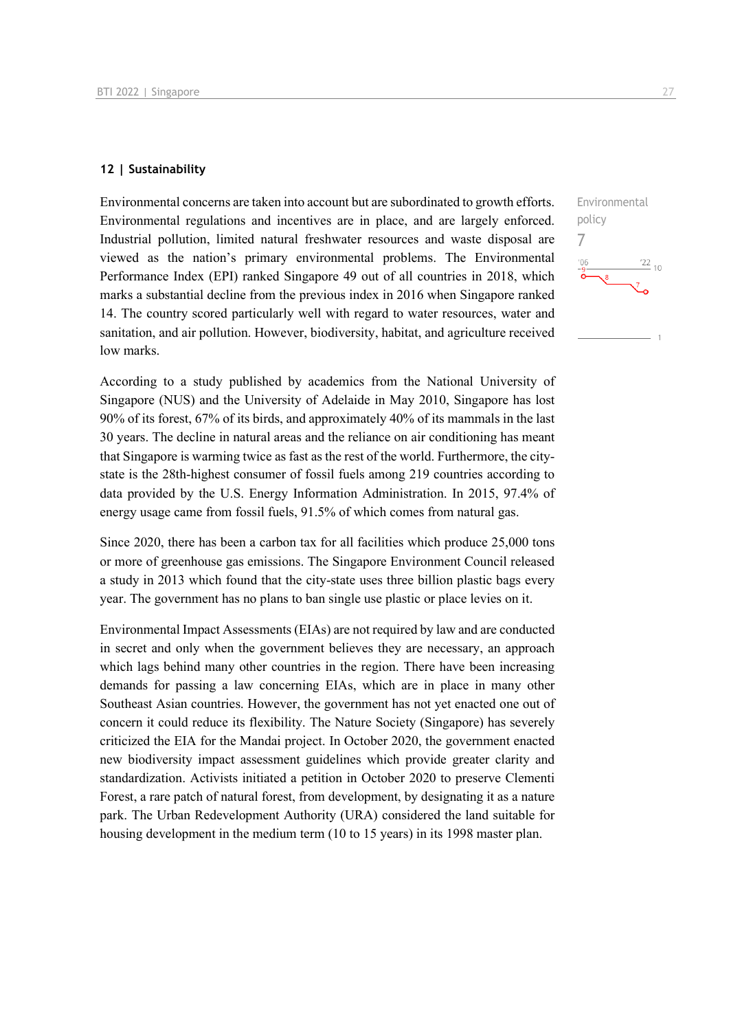## 12 | Sustainability

Environmental policy

7

Environmental concerns are taken into account but are subordinated to growth efforts. Environmental regulations and incentives are in place, and are largely enforced. Industrial pollution, limited natural freshwater resources and waste disposal are viewed as the nation's primary environmental problems. The Environmental Performance Index (EPI) ranked Singapore 49 out of all countries in 2018, which marks a substantial decline from the previous index in 2016 when Singapore ranked 14. The country scored particularly well with regard to water resources, water and sanitation, and air pollution. However, biodiversity, habitat, and agriculture received low marks.

According to a study published by academics from the National University of Singapore (NUS) and the University of Adelaide in May 2010, Singapore has lost 90% of its forest, 67% of its birds, and approximately 40% of its mammals in the last 30 years. The decline in natural areas and the reliance on air conditioning has meant that Singapore is warming twice as fast as the rest of the world. Furthermore, the city-state is the 28th-highest consumer of fossil fuels among 219 countries according to data provided by the U.S. Energy Information Administration. In 2015, 97.4% of energy usage came from fossil fuels, 91.5% of which comes from natural gas.

Since 2020, there has been a carbon tax for all facilities which produce 25,000 tons or more of greenhouse gas emissions. The Singapore Environment Council released a study in 2013 which found that the city-state uses three billion plastic bags every year. The government has no plans to ban single use plastic or place levies on it.

Environmental Impact Assessments (EIAs) are not required by law and are conducted in secret and only when the government believes they are necessary, an approach which lags behind many other countries in the region. There have been increasing demands for passing a law concerning EIAs, which are in place in many other Southeast Asian countries. However, the government has not yet enacted one out of concern it could reduce its flexibility. The Nature Society (Singapore) has severely criticized the EIA for the Mandai project. In October 2020, the government enacted new biodiversity impact assessment guidelines which provide greater clarity and standardization. Activists initiated a petition in October 2020 to preserve Clementi Forest, a rare patch of natural forest, from development, by designating it as a nature park. The Urban Redevelopment Authority (URA) considered the land suitable for housing development in the medium term (10 to 15 years) in its 1998 master plan.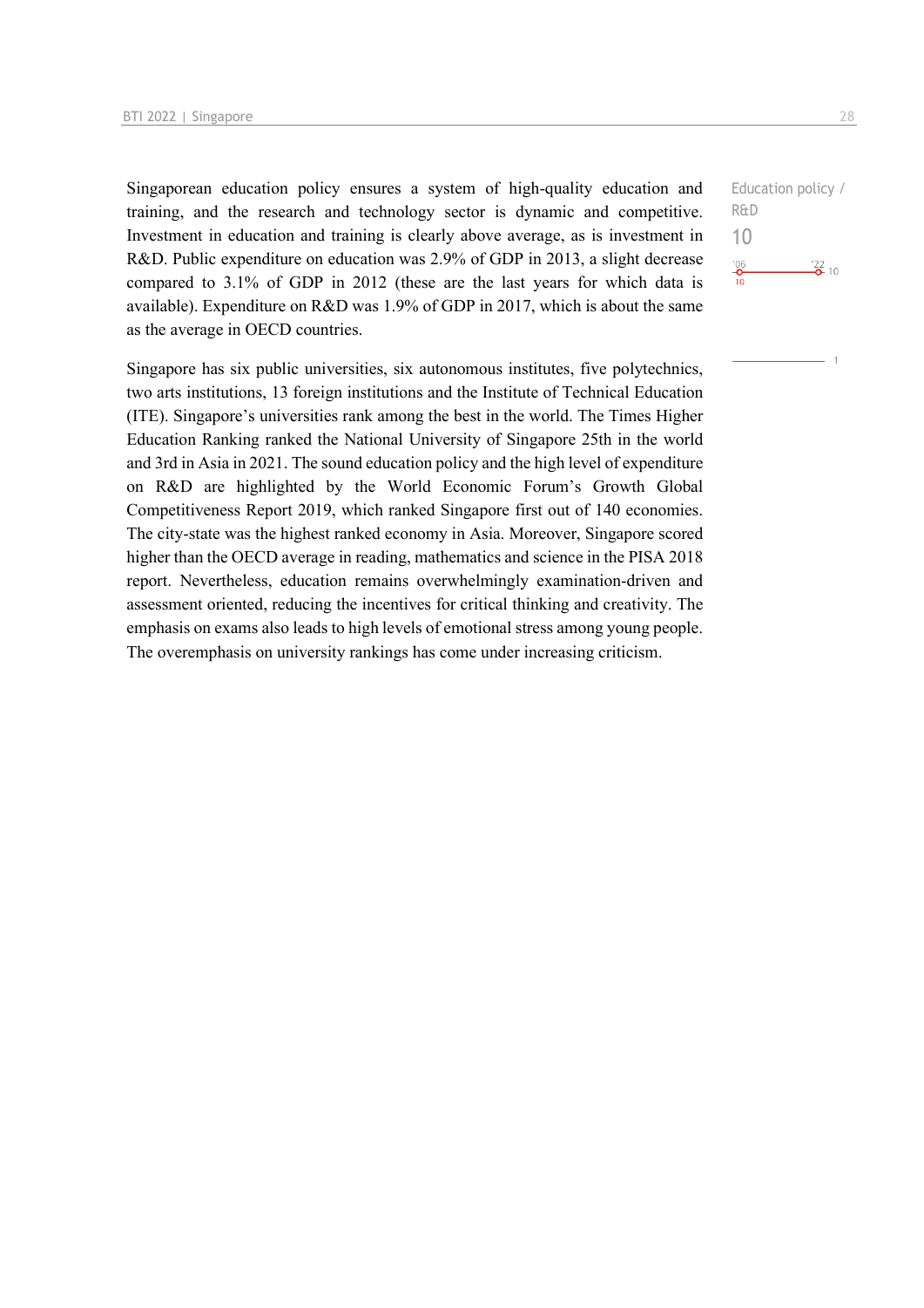Singaporean education policy ensures a system of high-quality education and training, and the research and technology sector is dynamic and competitive. Investment in education and training is clearly above average, as is investment in R&D. Public expenditure on education was 2.9% of GDP in 2013, a slight decrease compared to 3.1% of GDP in 2012 (these are the last years for which data is available). Expenditure on R&D was 1.9% of GDP in 2017, which is about the same as the average in OECD countries.

Education policy / R&D
10

'06: 10 — '22: 10

Singapore has six public universities, six autonomous institutes, five polytechnics, two arts institutions, 13 foreign institutions and the Institute of Technical Education (ITE). Singapore's universities rank among the best in the world. The Times Higher Education Ranking ranked the National University of Singapore 25th in the world and 3rd in Asia in 2021. The sound education policy and the high level of expenditure on R&D are highlighted by the World Economic Forum's Growth Global Competitiveness Report 2019, which ranked Singapore first out of 140 economies. The city-state was the highest ranked economy in Asia. Moreover, Singapore scored higher than the OECD average in reading, mathematics and science in the PISA 2018 report. Nevertheless, education remains overwhelmingly examination-driven and assessment oriented, reducing the incentives for critical thinking and creativity. The emphasis on exams also leads to high levels of emotional stress among young people. The overemphasis on university rankings has come under increasing criticism.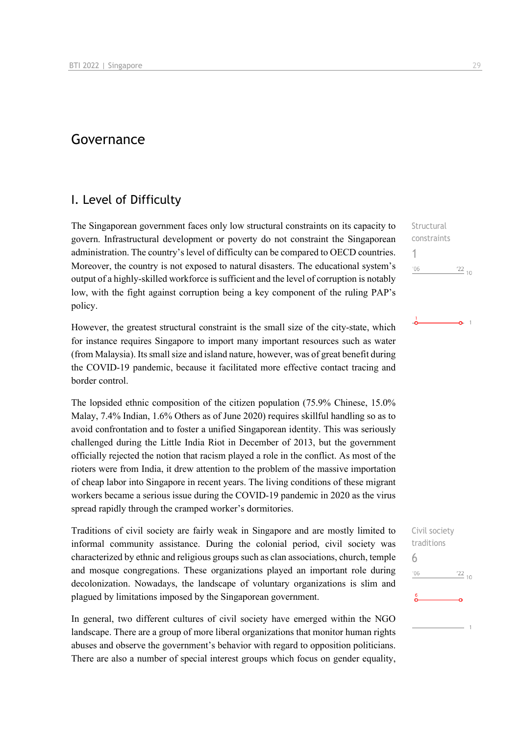# Governance

## I. Level of Difficulty

The Singaporean government faces only low structural constraints on its capacity to govern. Infrastructural development or poverty do not constraint the Singaporean administration. The country's level of difficulty can be compared to OECD countries. Moreover, the country is not exposed to natural disasters. The educational system's output of a highly-skilled workforce is sufficient and the level of corruption is notably low, with the fight against corruption being a key component of the ruling PAP's policy.

Structural constraints
1

However, the greatest structural constraint is the small size of the city-state, which for instance requires Singapore to import many important resources such as water (from Malaysia). Its small size and island nature, however, was of great benefit during the COVID-19 pandemic, because it facilitated more effective contact tracing and border control.

The lopsided ethnic composition of the citizen population (75.9% Chinese, 15.0% Malay, 7.4% Indian, 1.6% Others as of June 2020) requires skillful handling so as to avoid confrontation and to foster a unified Singaporean identity. This was seriously challenged during the Little India Riot in December of 2013, but the government officially rejected the notion that racism played a role in the conflict. As most of the rioters were from India, it drew attention to the problem of the massive importation of cheap labor into Singapore in recent years. The living conditions of these migrant workers became a serious issue during the COVID-19 pandemic in 2020 as the virus spread rapidly through the cramped worker's dormitories.

Traditions of civil society are fairly weak in Singapore and are mostly limited to informal community assistance. During the colonial period, civil society was characterized by ethnic and religious groups such as clan associations, church, temple and mosque congregations. These organizations played an important role during decolonization. Nowadays, the landscape of voluntary organizations is slim and plagued by limitations imposed by the Singaporean government.

Civil society traditions
6

In general, two different cultures of civil society have emerged within the NGO landscape. There are a group of more liberal organizations that monitor human rights abuses and observe the government's behavior with regard to opposition politicians. There are also a number of special interest groups which focus on gender equality,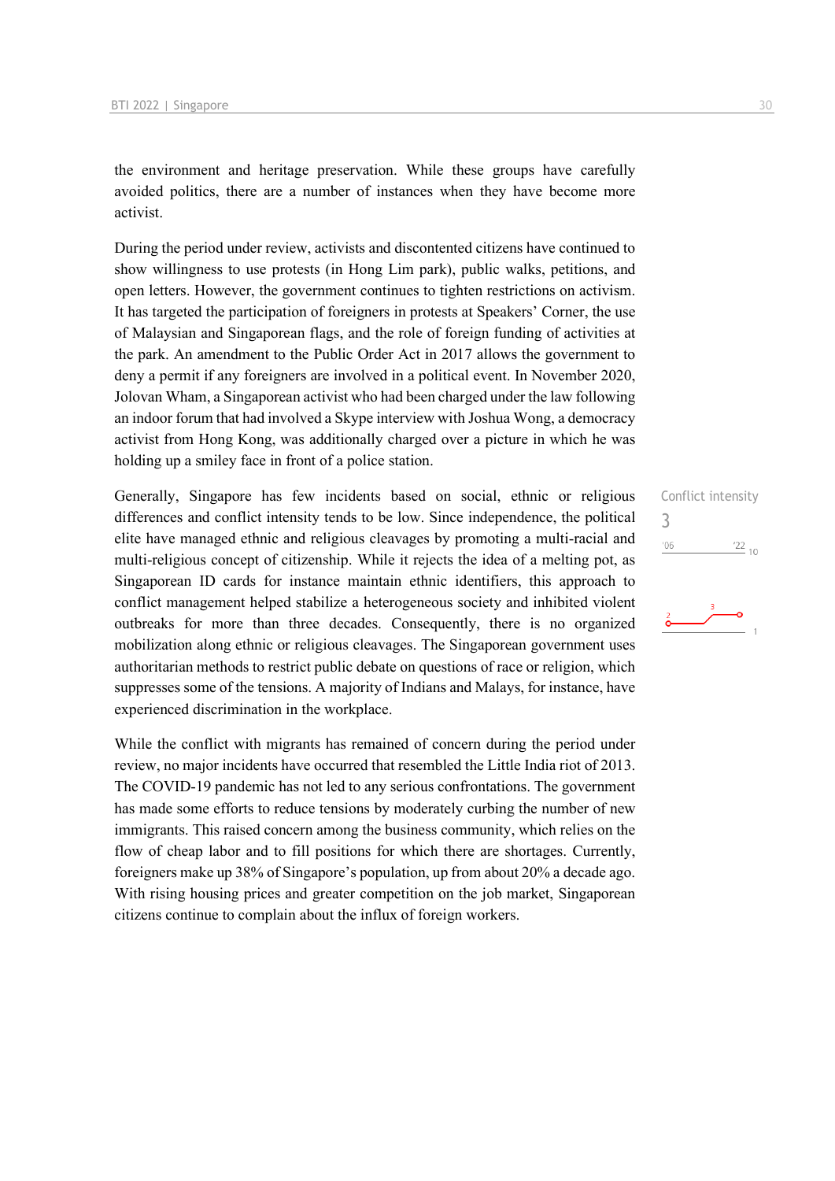the environment and heritage preservation. While these groups have carefully avoided politics, there are a number of instances when they have become more activist.

During the period under review, activists and discontented citizens have continued to show willingness to use protests (in Hong Lim park), public walks, petitions, and open letters. However, the government continues to tighten restrictions on activism. It has targeted the participation of foreigners in protests at Speakers' Corner, the use of Malaysian and Singaporean flags, and the role of foreign funding of activities at the park. An amendment to the Public Order Act in 2017 allows the government to deny a permit if any foreigners are involved in a political event. In November 2020, Jolovan Wham, a Singaporean activist who had been charged under the law following an indoor forum that had involved a Skype interview with Joshua Wong, a democracy activist from Hong Kong, was additionally charged over a picture in which he was holding up a smiley face in front of a police station.

Conflict intensity
3

Generally, Singapore has few incidents based on social, ethnic or religious differences and conflict intensity tends to be low. Since independence, the political elite have managed ethnic and religious cleavages by promoting a multi-racial and multi-religious concept of citizenship. While it rejects the idea of a melting pot, as Singaporean ID cards for instance maintain ethnic identifiers, this approach to conflict management helped stabilize a heterogeneous society and inhibited violent outbreaks for more than three decades. Consequently, there is no organized mobilization along ethnic or religious cleavages. The Singaporean government uses authoritarian methods to restrict public debate on questions of race or religion, which suppresses some of the tensions. A majority of Indians and Malays, for instance, have experienced discrimination in the workplace.

While the conflict with migrants has remained of concern during the period under review, no major incidents have occurred that resembled the Little India riot of 2013. The COVID-19 pandemic has not led to any serious confrontations. The government has made some efforts to reduce tensions by moderately curbing the number of new immigrants. This raised concern among the business community, which relies on the flow of cheap labor and to fill positions for which there are shortages. Currently, foreigners make up 38% of Singapore's population, up from about 20% a decade ago. With rising housing prices and greater competition on the job market, Singaporean citizens continue to complain about the influx of foreign workers.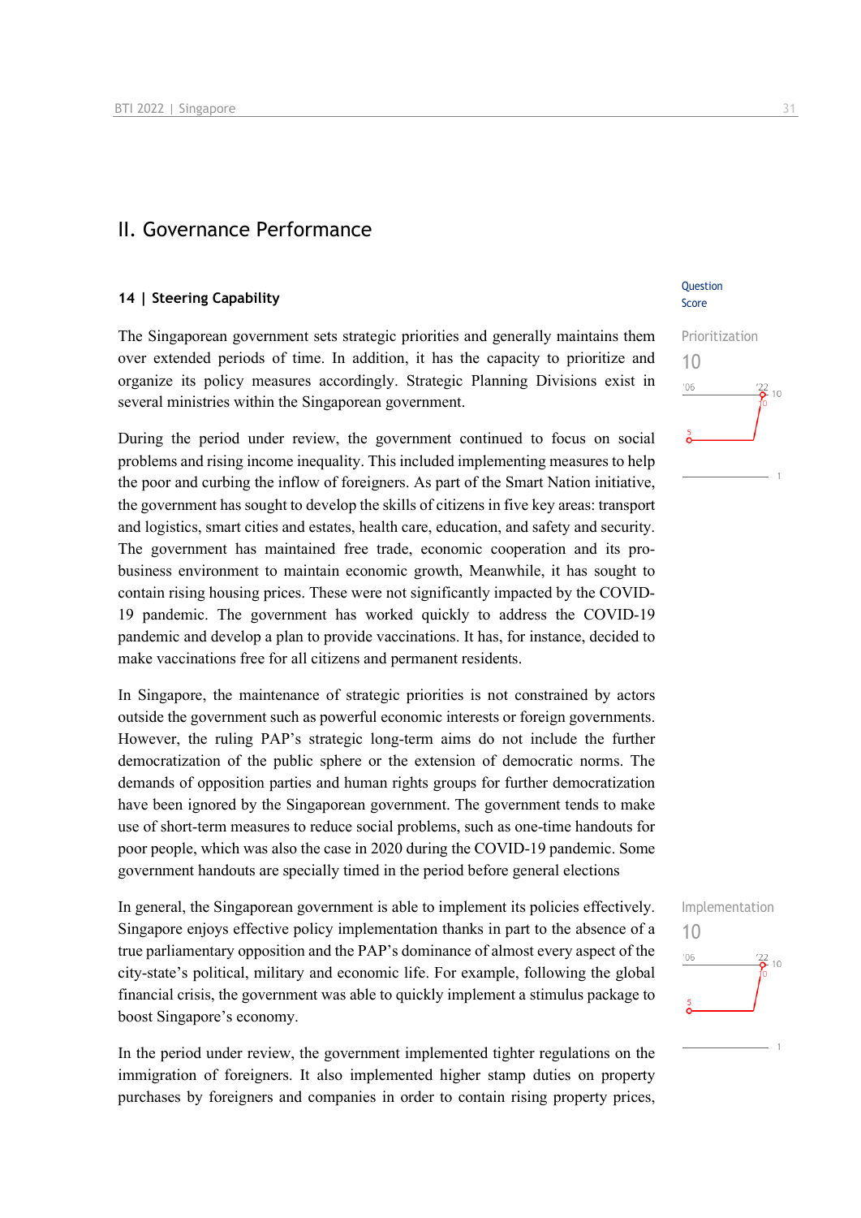## II. Governance Performance

### 14 | Steering Capability

Question Score

The Singaporean government sets strategic priorities and generally maintains them over extended periods of time. In addition, it has the capacity to prioritize and organize its policy measures accordingly. Strategic Planning Divisions exist in several ministries within the Singaporean government.

Prioritization
10

During the period under review, the government continued to focus on social problems and rising income inequality. This included implementing measures to help the poor and curbing the inflow of foreigners. As part of the Smart Nation initiative, the government has sought to develop the skills of citizens in five key areas: transport and logistics, smart cities and estates, health care, education, and safety and security. The government has maintained free trade, economic cooperation and its pro-business environment to maintain economic growth, Meanwhile, it has sought to contain rising housing prices. These were not significantly impacted by the COVID-19 pandemic. The government has worked quickly to address the COVID-19 pandemic and develop a plan to provide vaccinations. It has, for instance, decided to make vaccinations free for all citizens and permanent residents.

In Singapore, the maintenance of strategic priorities is not constrained by actors outside the government such as powerful economic interests or foreign governments. However, the ruling PAP's strategic long-term aims do not include the further democratization of the public sphere or the extension of democratic norms. The demands of opposition parties and human rights groups for further democratization have been ignored by the Singaporean government. The government tends to make use of short-term measures to reduce social problems, such as one-time handouts for poor people, which was also the case in 2020 during the COVID-19 pandemic. Some government handouts are specially timed in the period before general elections

In general, the Singaporean government is able to implement its policies effectively. Singapore enjoys effective policy implementation thanks in part to the absence of a true parliamentary opposition and the PAP's dominance of almost every aspect of the city-state's political, military and economic life. For example, following the global financial crisis, the government was able to quickly implement a stimulus package to boost Singapore's economy.

Implementation
10

In the period under review, the government implemented tighter regulations on the immigration of foreigners. It also implemented higher stamp duties on property purchases by foreigners and companies in order to contain rising property prices,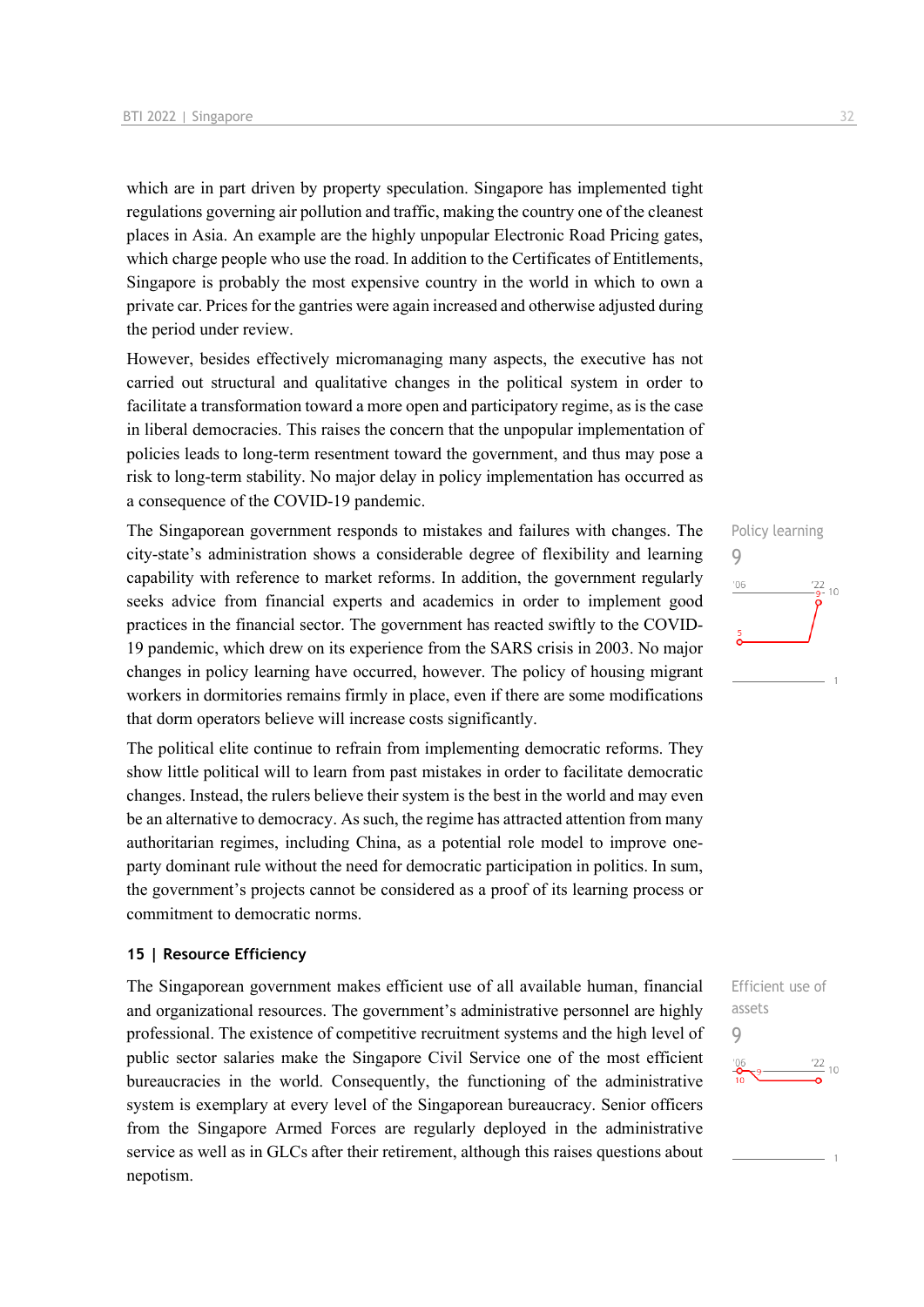which are in part driven by property speculation. Singapore has implemented tight regulations governing air pollution and traffic, making the country one of the cleanest places in Asia. An example are the highly unpopular Electronic Road Pricing gates, which charge people who use the road. In addition to the Certificates of Entitlements, Singapore is probably the most expensive country in the world in which to own a private car. Prices for the gantries were again increased and otherwise adjusted during the period under review.

However, besides effectively micromanaging many aspects, the executive has not carried out structural and qualitative changes in the political system in order to facilitate a transformation toward a more open and participatory regime, as is the case in liberal democracies. This raises the concern that the unpopular implementation of policies leads to long-term resentment toward the government, and thus may pose a risk to long-term stability. No major delay in policy implementation has occurred as a consequence of the COVID-19 pandemic.

Policy learning
9

The Singaporean government responds to mistakes and failures with changes. The city-state's administration shows a considerable degree of flexibility and learning capability with reference to market reforms. In addition, the government regularly seeks advice from financial experts and academics in order to implement good practices in the financial sector. The government has reacted swiftly to the COVID-19 pandemic, which drew on its experience from the SARS crisis in 2003. No major changes in policy learning have occurred, however. The policy of housing migrant workers in dormitories remains firmly in place, even if there are some modifications that dorm operators believe will increase costs significantly.

The political elite continue to refrain from implementing democratic reforms. They show little political will to learn from past mistakes in order to facilitate democratic changes. Instead, the rulers believe their system is the best in the world and may even be an alternative to democracy. As such, the regime has attracted attention from many authoritarian regimes, including China, as a potential role model to improve one-party dominant rule without the need for democratic participation in politics. In sum, the government's projects cannot be considered as a proof of its learning process or commitment to democratic norms.

## 15 | Resource Efficiency

Efficient use of assets
9

The Singaporean government makes efficient use of all available human, financial and organizational resources. The government's administrative personnel are highly professional. The existence of competitive recruitment systems and the high level of public sector salaries make the Singapore Civil Service one of the most efficient bureaucracies in the world. Consequently, the functioning of the administrative system is exemplary at every level of the Singaporean bureaucracy. Senior officers from the Singapore Armed Forces are regularly deployed in the administrative service as well as in GLCs after their retirement, although this raises questions about nepotism.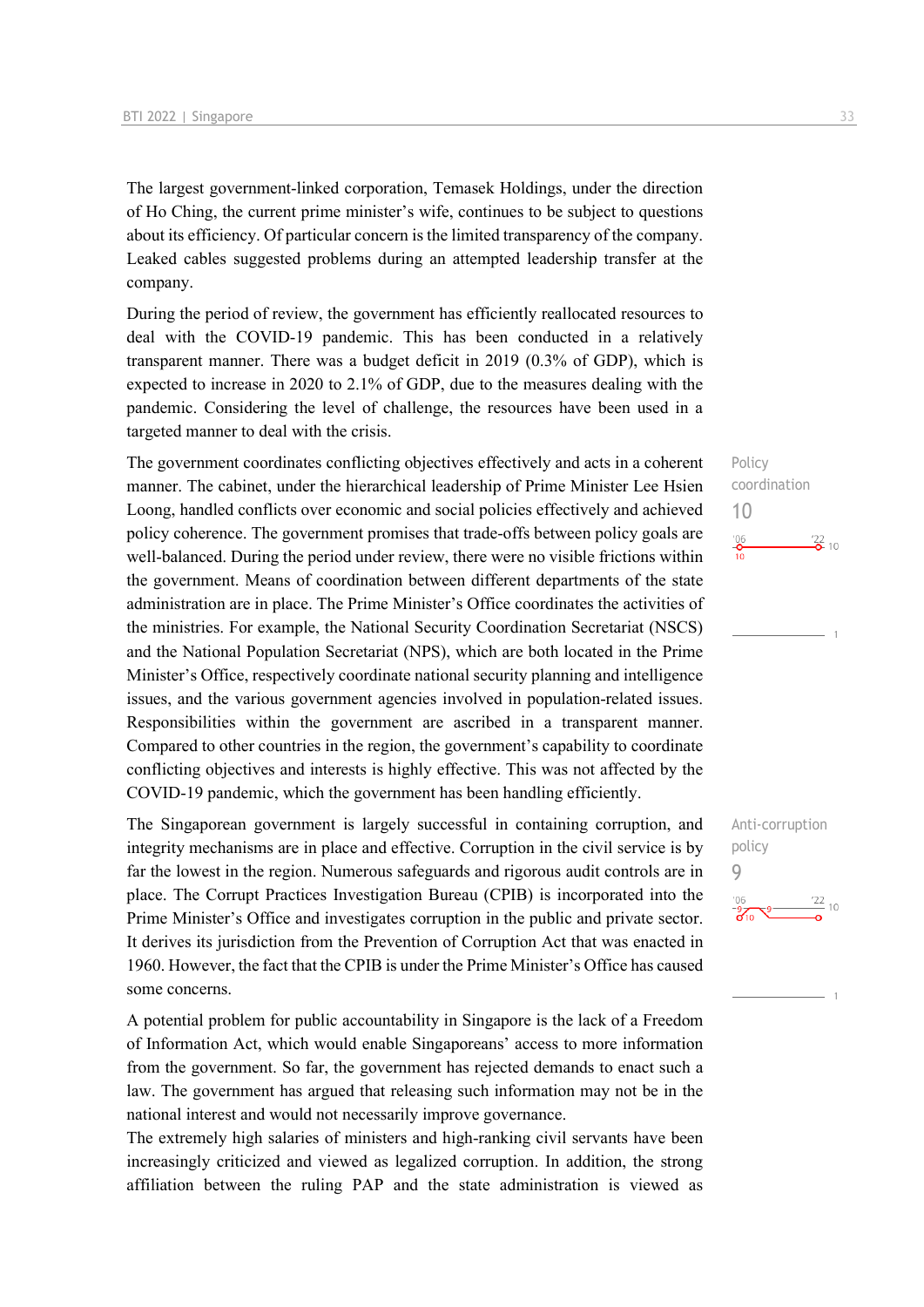The largest government-linked corporation, Temasek Holdings, under the direction of Ho Ching, the current prime minister's wife, continues to be subject to questions about its efficiency. Of particular concern is the limited transparency of the company. Leaked cables suggested problems during an attempted leadership transfer at the company.

During the period of review, the government has efficiently reallocated resources to deal with the COVID-19 pandemic. This has been conducted in a relatively transparent manner. There was a budget deficit in 2019 (0.3% of GDP), which is expected to increase in 2020 to 2.1% of GDP, due to the measures dealing with the pandemic. Considering the level of challenge, the resources have been used in a targeted manner to deal with the crisis.

Policy coordination
10

The government coordinates conflicting objectives effectively and acts in a coherent manner. The cabinet, under the hierarchical leadership of Prime Minister Lee Hsien Loong, handled conflicts over economic and social policies effectively and achieved policy coherence. The government promises that trade-offs between policy goals are well-balanced. During the period under review, there were no visible frictions within the government. Means of coordination between different departments of the state administration are in place. The Prime Minister's Office coordinates the activities of the ministries. For example, the National Security Coordination Secretariat (NSCS) and the National Population Secretariat (NPS), which are both located in the Prime Minister's Office, respectively coordinate national security planning and intelligence issues, and the various government agencies involved in population-related issues. Responsibilities within the government are ascribed in a transparent manner. Compared to other countries in the region, the government's capability to coordinate conflicting objectives and interests is highly effective. This was not affected by the COVID-19 pandemic, which the government has been handling efficiently.

Anti-corruption policy
9

The Singaporean government is largely successful in containing corruption, and integrity mechanisms are in place and effective. Corruption in the civil service is by far the lowest in the region. Numerous safeguards and rigorous audit controls are in place. The Corrupt Practices Investigation Bureau (CPIB) is incorporated into the Prime Minister's Office and investigates corruption in the public and private sector. It derives its jurisdiction from the Prevention of Corruption Act that was enacted in 1960. However, the fact that the CPIB is under the Prime Minister's Office has caused some concerns.

A potential problem for public accountability in Singapore is the lack of a Freedom of Information Act, which would enable Singaporeans' access to more information from the government. So far, the government has rejected demands to enact such a law. The government has argued that releasing such information may not be in the national interest and would not necessarily improve governance.

The extremely high salaries of ministers and high-ranking civil servants have been increasingly criticized and viewed as legalized corruption. In addition, the strong affiliation between the ruling PAP and the state administration is viewed as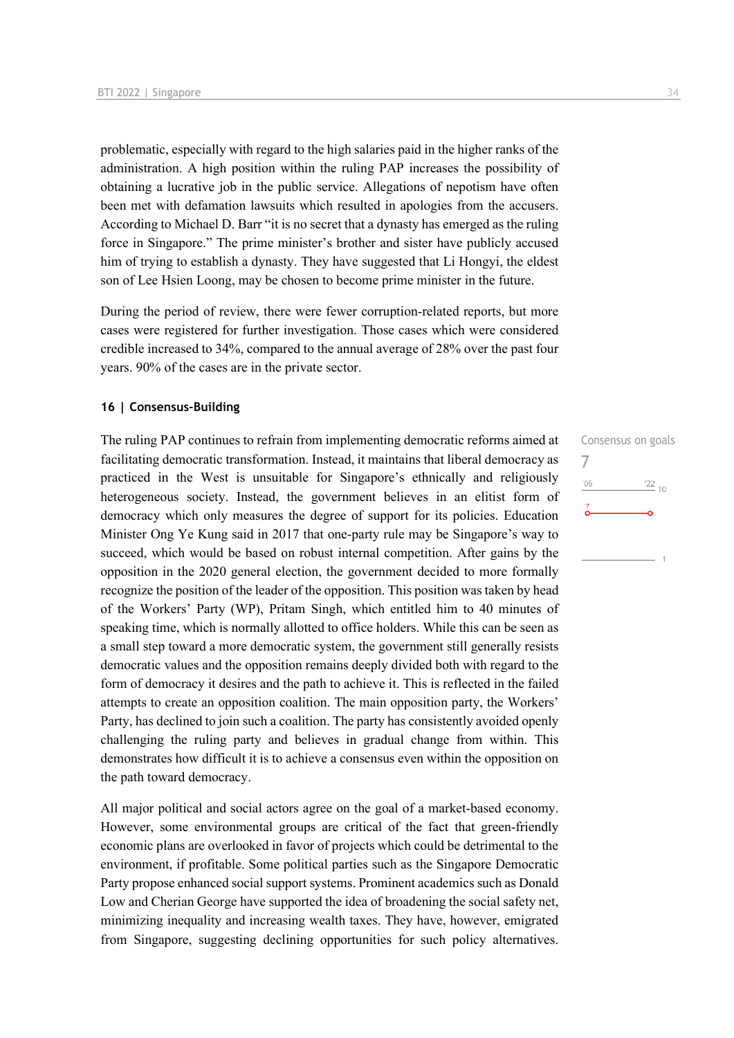problematic, especially with regard to the high salaries paid in the higher ranks of the administration. A high position within the ruling PAP increases the possibility of obtaining a lucrative job in the public service. Allegations of nepotism have often been met with defamation lawsuits which resulted in apologies from the accusers. According to Michael D. Barr "it is no secret that a dynasty has emerged as the ruling force in Singapore." The prime minister's brother and sister have publicly accused him of trying to establish a dynasty. They have suggested that Li Hongyi, the eldest son of Lee Hsien Loong, may be chosen to become prime minister in the future.

During the period of review, there were fewer corruption-related reports, but more cases were registered for further investigation. Those cases which were considered credible increased to 34%, compared to the annual average of 28% over the past four years. 90% of the cases are in the private sector.

#### 16 | Consensus-Building

Consensus on goals

7

The ruling PAP continues to refrain from implementing democratic reforms aimed at facilitating democratic transformation. Instead, it maintains that liberal democracy as practiced in the West is unsuitable for Singapore's ethnically and religiously heterogeneous society. Instead, the government believes in an elitist form of democracy which only measures the degree of support for its policies. Education Minister Ong Ye Kung said in 2017 that one-party rule may be Singapore's way to succeed, which would be based on robust internal competition. After gains by the opposition in the 2020 general election, the government decided to more formally recognize the position of the leader of the opposition. This position was taken by head of the Workers' Party (WP), Pritam Singh, which entitled him to 40 minutes of speaking time, which is normally allotted to office holders. While this can be seen as a small step toward a more democratic system, the government still generally resists democratic values and the opposition remains deeply divided both with regard to the form of democracy it desires and the path to achieve it. This is reflected in the failed attempts to create an opposition coalition. The main opposition party, the Workers' Party, has declined to join such a coalition. The party has consistently avoided openly challenging the ruling party and believes in gradual change from within. This demonstrates how difficult it is to achieve a consensus even within the opposition on the path toward democracy.

All major political and social actors agree on the goal of a market-based economy. However, some environmental groups are critical of the fact that green-friendly economic plans are overlooked in favor of projects which could be detrimental to the environment, if profitable. Some political parties such as the Singapore Democratic Party propose enhanced social support systems. Prominent academics such as Donald Low and Cherian George have supported the idea of broadening the social safety net, minimizing inequality and increasing wealth taxes. They have, however, emigrated from Singapore, suggesting declining opportunities for such policy alternatives.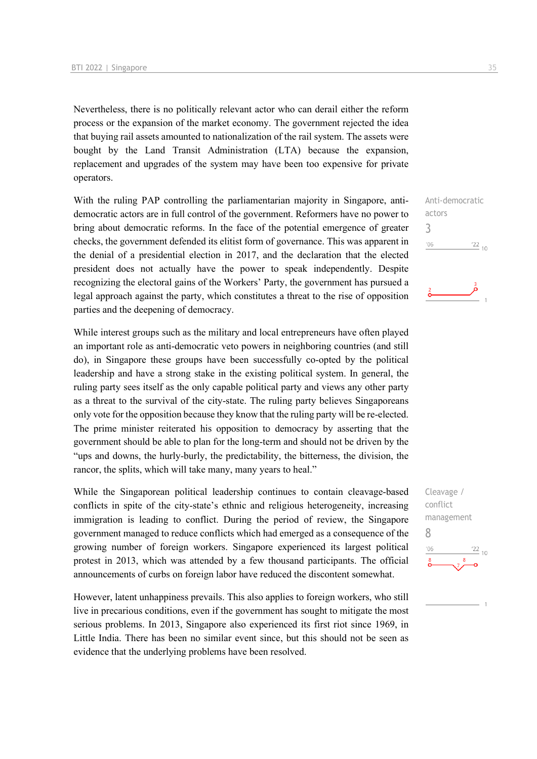Nevertheless, there is no politically relevant actor who can derail either the reform process or the expansion of the market economy. The government rejected the idea that buying rail assets amounted to nationalization of the rail system. The assets were bought by the Land Transit Administration (LTA) because the expansion, replacement and upgrades of the system may have been too expensive for private operators.

With the ruling PAP controlling the parliamentarian majority in Singapore, anti-democratic actors are in full control of the government. Reformers have no power to bring about democratic reforms. In the face of the potential emergence of greater checks, the government defended its elitist form of governance. This was apparent in the denial of a presidential election in 2017, and the declaration that the elected president does not actually have the power to speak independently. Despite recognizing the electoral gains of the Workers' Party, the government has pursued a legal approach against the party, which constitutes a threat to the rise of opposition parties and the deepening of democracy.

Anti-democratic actors
3

While interest groups such as the military and local entrepreneurs have often played an important role as anti-democratic veto powers in neighboring countries (and still do), in Singapore these groups have been successfully co-opted by the political leadership and have a strong stake in the existing political system. In general, the ruling party sees itself as the only capable political party and views any other party as a threat to the survival of the city-state. The ruling party believes Singaporeans only vote for the opposition because they know that the ruling party will be re-elected. The prime minister reiterated his opposition to democracy by asserting that the government should be able to plan for the long-term and should not be driven by the "ups and downs, the hurly-burly, the predictability, the bitterness, the division, the rancor, the splits, which will take many, many years to heal."

While the Singaporean political leadership continues to contain cleavage-based conflicts in spite of the city-state's ethnic and religious heterogeneity, increasing immigration is leading to conflict. During the period of review, the Singapore government managed to reduce conflicts which had emerged as a consequence of the growing number of foreign workers. Singapore experienced its largest political protest in 2013, which was attended by a few thousand participants. The official announcements of curbs on foreign labor have reduced the discontent somewhat.

Cleavage / conflict management
8

However, latent unhappiness prevails. This also applies to foreign workers, who still live in precarious conditions, even if the government has sought to mitigate the most serious problems. In 2013, Singapore also experienced its first riot since 1969, in Little India. There has been no similar event since, but this should not be seen as evidence that the underlying problems have been resolved.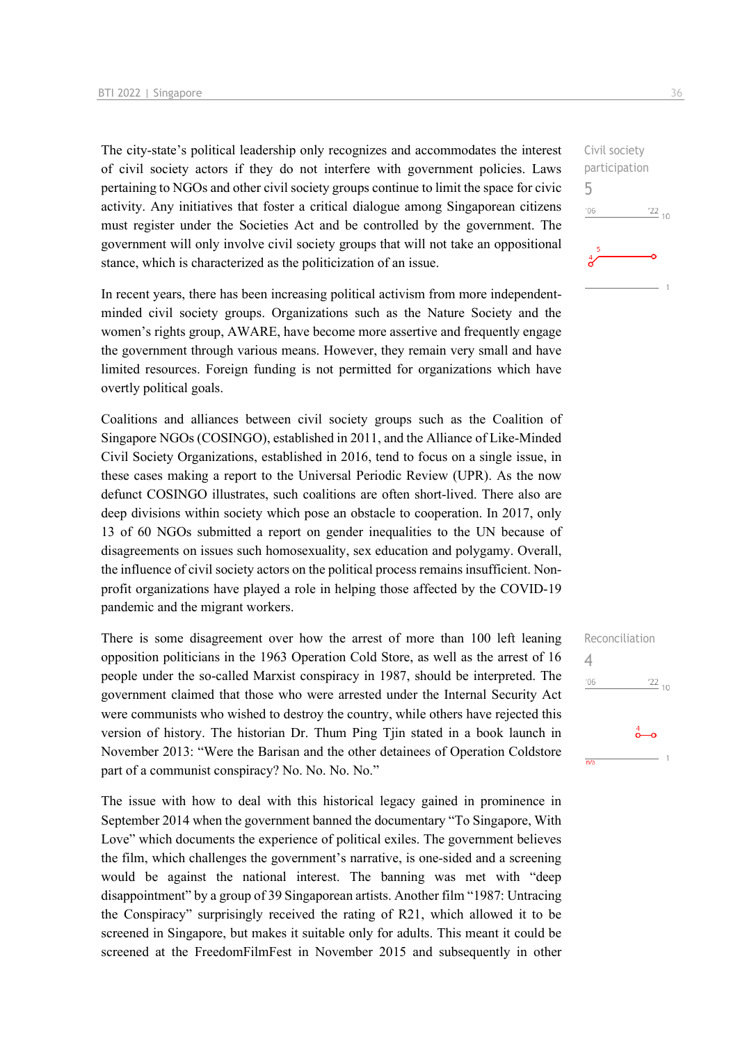Civil society participation

5

The city-state's political leadership only recognizes and accommodates the interest of civil society actors if they do not interfere with government policies. Laws pertaining to NGOs and other civil society groups continue to limit the space for civic activity. Any initiatives that foster a critical dialogue among Singaporean citizens must register under the Societies Act and be controlled by the government. The government will only involve civil society groups that will not take an oppositional stance, which is characterized as the politicization of an issue.

In recent years, there has been increasing political activism from more independent-minded civil society groups. Organizations such as the Nature Society and the women's rights group, AWARE, have become more assertive and frequently engage the government through various means. However, they remain very small and have limited resources. Foreign funding is not permitted for organizations which have overtly political goals.

Coalitions and alliances between civil society groups such as the Coalition of Singapore NGOs (COSINGO), established in 2011, and the Alliance of Like-Minded Civil Society Organizations, established in 2016, tend to focus on a single issue, in these cases making a report to the Universal Periodic Review (UPR). As the now defunct COSINGO illustrates, such coalitions are often short-lived. There also are deep divisions within society which pose an obstacle to cooperation. In 2017, only 13 of 60 NGOs submitted a report on gender inequalities to the UN because of disagreements on issues such homosexuality, sex education and polygamy. Overall, the influence of civil society actors on the political process remains insufficient. Non-profit organizations have played a role in helping those affected by the COVID-19 pandemic and the migrant workers.

Reconciliation

4

There is some disagreement over how the arrest of more than 100 left leaning opposition politicians in the 1963 Operation Cold Store, as well as the arrest of 16 people under the so-called Marxist conspiracy in 1987, should be interpreted. The government claimed that those who were arrested under the Internal Security Act were communists who wished to destroy the country, while others have rejected this version of history. The historian Dr. Thum Ping Tjin stated in a book launch in November 2013: "Were the Barisan and the other detainees of Operation Coldstore part of a communist conspiracy? No. No. No. No."

The issue with how to deal with this historical legacy gained in prominence in September 2014 when the government banned the documentary "To Singapore, With Love" which documents the experience of political exiles. The government believes the film, which challenges the government's narrative, is one-sided and a screening would be against the national interest. The banning was met with "deep disappointment" by a group of 39 Singaporean artists. Another film "1987: Untracing the Conspiracy" surprisingly received the rating of R21, which allowed it to be screened in Singapore, but makes it suitable only for adults. This meant it could be screened at the FreedomFilmFest in November 2015 and subsequently in other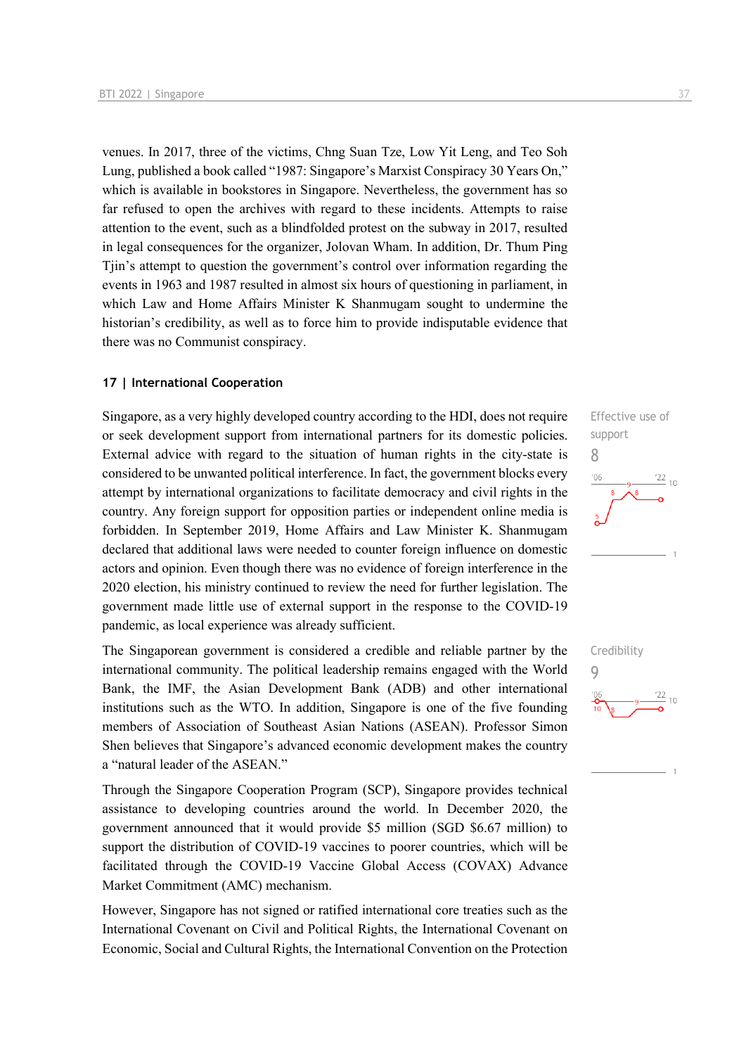venues. In 2017, three of the victims, Chng Suan Tze, Low Yit Leng, and Teo Soh Lung, published a book called "1987: Singapore's Marxist Conspiracy 30 Years On," which is available in bookstores in Singapore. Nevertheless, the government has so far refused to open the archives with regard to these incidents. Attempts to raise attention to the event, such as a blindfolded protest on the subway in 2017, resulted in legal consequences for the organizer, Jolovan Wham. In addition, Dr. Thum Ping Tjin's attempt to question the government's control over information regarding the events in 1963 and 1987 resulted in almost six hours of questioning in parliament, in which Law and Home Affairs Minister K Shanmugam sought to undermine the historian's credibility, as well as to force him to provide indisputable evidence that there was no Communist conspiracy.

## 17 | International Cooperation

Effective use of support
8

Singapore, as a very highly developed country according to the HDI, does not require or seek development support from international partners for its domestic policies. External advice with regard to the situation of human rights in the city-state is considered to be unwanted political interference. In fact, the government blocks every attempt by international organizations to facilitate democracy and civil rights in the country. Any foreign support for opposition parties or independent online media is forbidden. In September 2019, Home Affairs and Law Minister K. Shanmugam declared that additional laws were needed to counter foreign influence on domestic actors and opinion. Even though there was no evidence of foreign interference in the 2020 election, his ministry continued to review the need for further legislation. The government made little use of external support in the response to the COVID-19 pandemic, as local experience was already sufficient.

Credibility
9

The Singaporean government is considered a credible and reliable partner by the international community. The political leadership remains engaged with the World Bank, the IMF, the Asian Development Bank (ADB) and other international institutions such as the WTO. In addition, Singapore is one of the five founding members of Association of Southeast Asian Nations (ASEAN). Professor Simon Shen believes that Singapore's advanced economic development makes the country a "natural leader of the ASEAN."

Through the Singapore Cooperation Program (SCP), Singapore provides technical assistance to developing countries around the world. In December 2020, the government announced that it would provide $5 million (SGD $6.67 million) to support the distribution of COVID-19 vaccines to poorer countries, which will be facilitated through the COVID-19 Vaccine Global Access (COVAX) Advance Market Commitment (AMC) mechanism.

However, Singapore has not signed or ratified international core treaties such as the International Covenant on Civil and Political Rights, the International Covenant on Economic, Social and Cultural Rights, the International Convention on the Protection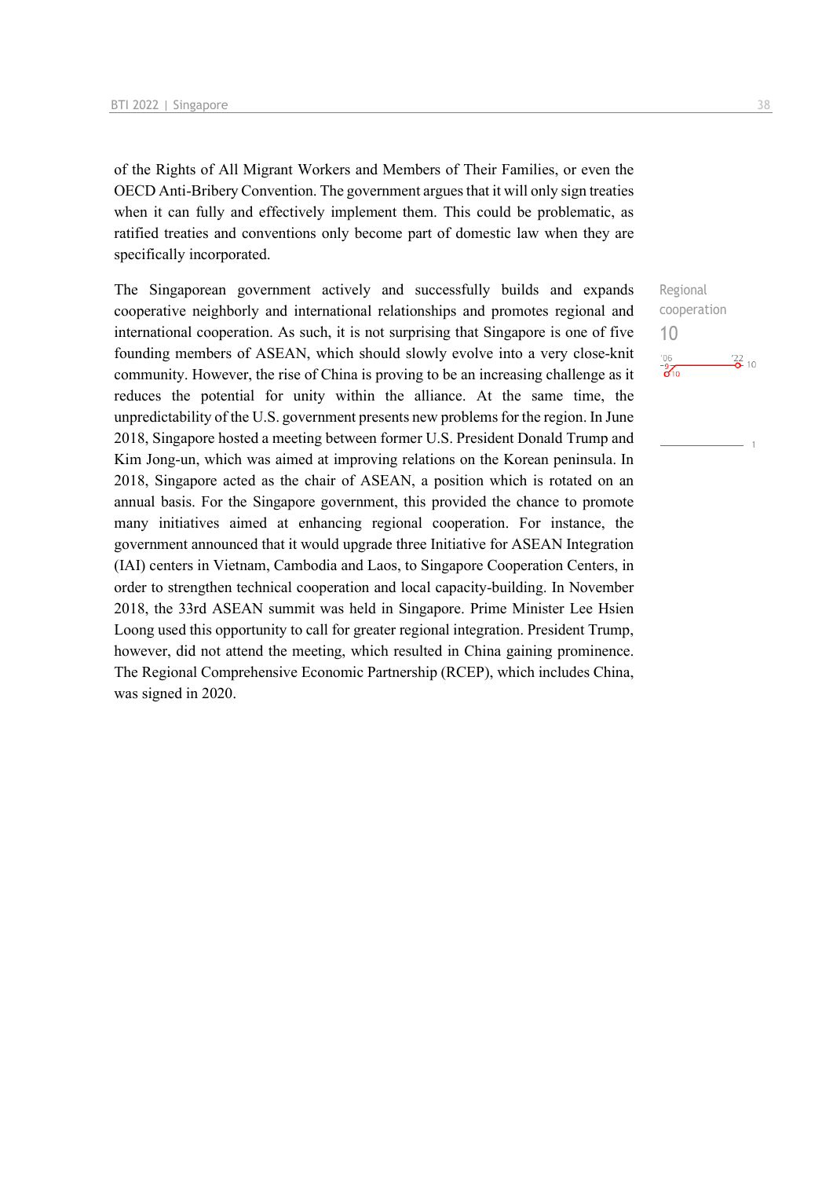of the Rights of All Migrant Workers and Members of Their Families, or even the OECD Anti-Bribery Convention. The government argues that it will only sign treaties when it can fully and effectively implement them. This could be problematic, as ratified treaties and conventions only become part of domestic law when they are specifically incorporated.

Regional cooperation
10

The Singaporean government actively and successfully builds and expands cooperative neighborly and international relationships and promotes regional and international cooperation. As such, it is not surprising that Singapore is one of five founding members of ASEAN, which should slowly evolve into a very close-knit community. However, the rise of China is proving to be an increasing challenge as it reduces the potential for unity within the alliance. At the same time, the unpredictability of the U.S. government presents new problems for the region. In June 2018, Singapore hosted a meeting between former U.S. President Donald Trump and Kim Jong-un, which was aimed at improving relations on the Korean peninsula. In 2018, Singapore acted as the chair of ASEAN, a position which is rotated on an annual basis. For the Singapore government, this provided the chance to promote many initiatives aimed at enhancing regional cooperation. For instance, the government announced that it would upgrade three Initiative for ASEAN Integration (IAI) centers in Vietnam, Cambodia and Laos, to Singapore Cooperation Centers, in order to strengthen technical cooperation and local capacity-building. In November 2018, the 33rd ASEAN summit was held in Singapore. Prime Minister Lee Hsien Loong used this opportunity to call for greater regional integration. President Trump, however, did not attend the meeting, which resulted in China gaining prominence. The Regional Comprehensive Economic Partnership (RCEP), which includes China, was signed in 2020.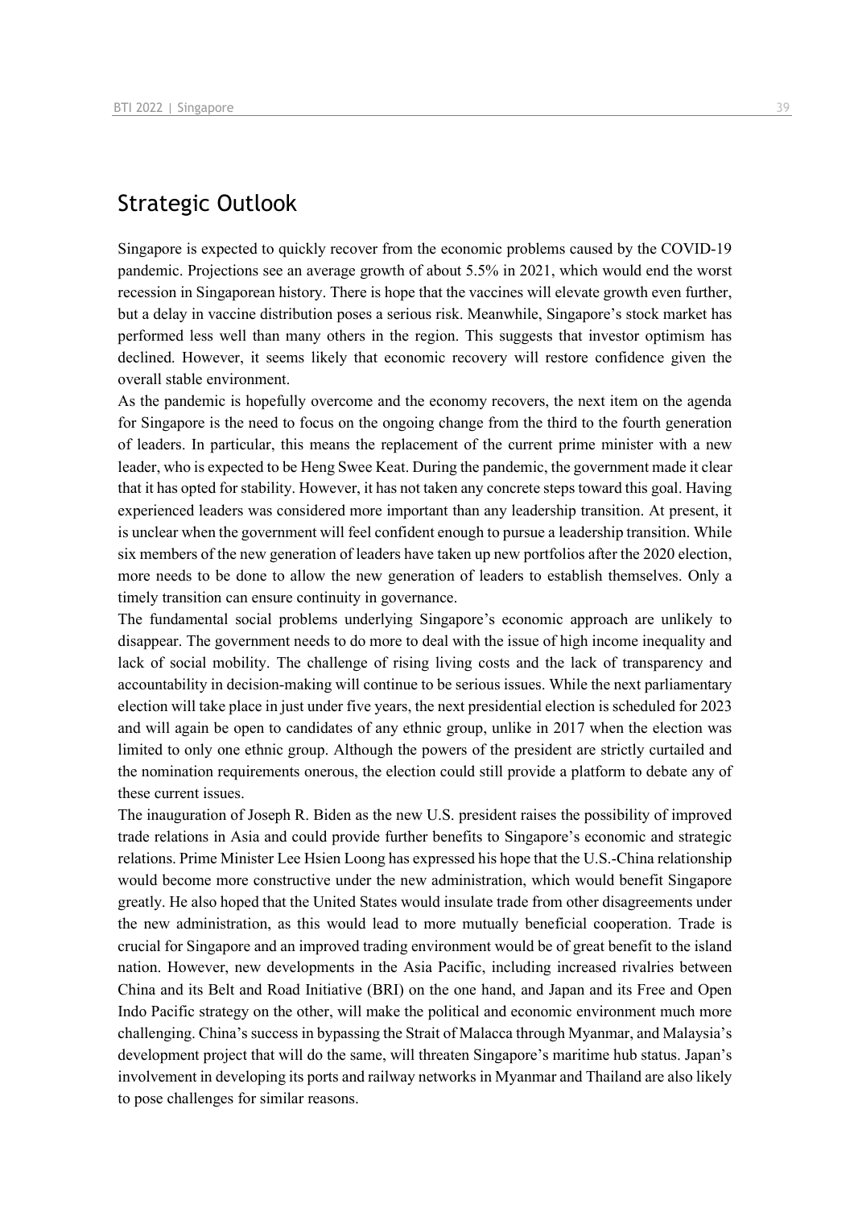## Strategic Outlook

Singapore is expected to quickly recover from the economic problems caused by the COVID-19 pandemic. Projections see an average growth of about 5.5% in 2021, which would end the worst recession in Singaporean history. There is hope that the vaccines will elevate growth even further, but a delay in vaccine distribution poses a serious risk. Meanwhile, Singapore's stock market has performed less well than many others in the region. This suggests that investor optimism has declined. However, it seems likely that economic recovery will restore confidence given the overall stable environment.

As the pandemic is hopefully overcome and the economy recovers, the next item on the agenda for Singapore is the need to focus on the ongoing change from the third to the fourth generation of leaders. In particular, this means the replacement of the current prime minister with a new leader, who is expected to be Heng Swee Keat. During the pandemic, the government made it clear that it has opted for stability. However, it has not taken any concrete steps toward this goal. Having experienced leaders was considered more important than any leadership transition. At present, it is unclear when the government will feel confident enough to pursue a leadership transition. While six members of the new generation of leaders have taken up new portfolios after the 2020 election, more needs to be done to allow the new generation of leaders to establish themselves. Only a timely transition can ensure continuity in governance.

The fundamental social problems underlying Singapore's economic approach are unlikely to disappear. The government needs to do more to deal with the issue of high income inequality and lack of social mobility. The challenge of rising living costs and the lack of transparency and accountability in decision-making will continue to be serious issues. While the next parliamentary election will take place in just under five years, the next presidential election is scheduled for 2023 and will again be open to candidates of any ethnic group, unlike in 2017 when the election was limited to only one ethnic group. Although the powers of the president are strictly curtailed and the nomination requirements onerous, the election could still provide a platform to debate any of these current issues.

The inauguration of Joseph R. Biden as the new U.S. president raises the possibility of improved trade relations in Asia and could provide further benefits to Singapore's economic and strategic relations. Prime Minister Lee Hsien Loong has expressed his hope that the U.S.-China relationship would become more constructive under the new administration, which would benefit Singapore greatly. He also hoped that the United States would insulate trade from other disagreements under the new administration, as this would lead to more mutually beneficial cooperation. Trade is crucial for Singapore and an improved trading environment would be of great benefit to the island nation. However, new developments in the Asia Pacific, including increased rivalries between China and its Belt and Road Initiative (BRI) on the one hand, and Japan and its Free and Open Indo Pacific strategy on the other, will make the political and economic environment much more challenging. China's success in bypassing the Strait of Malacca through Myanmar, and Malaysia's development project that will do the same, will threaten Singapore's maritime hub status. Japan's involvement in developing its ports and railway networks in Myanmar and Thailand are also likely to pose challenges for similar reasons.